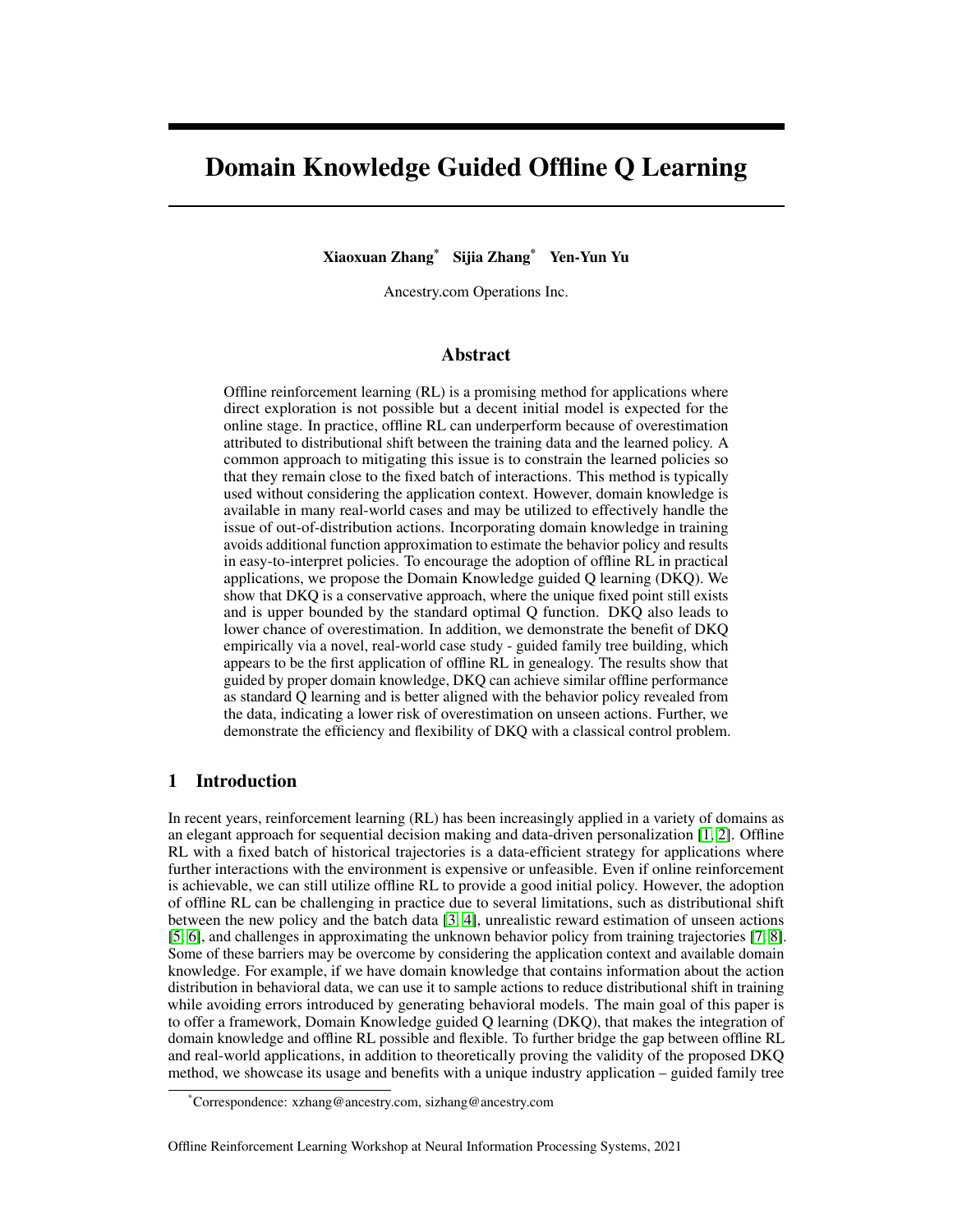# Domain Knowledge Guided Offline Q Learning

**Xiaoxuan Zhang*** **Sijia Zhang*** **Yen-Yun Yu**

Ancestry.com Operations Inc.

## Abstract

Offline reinforcement learning (RL) is a promising method for applications where direct exploration is not possible but a decent initial model is expected for the online stage. In practice, offline RL can underperform because of overestimation attributed to distributional shift between the training data and the learned policy. A common approach to mitigating this issue is to constrain the learned policies so that they remain close to the fixed batch of interactions. This method is typically used without considering the application context. However, domain knowledge is available in many real-world cases and may be utilized to effectively handle the issue of out-of-distribution actions. Incorporating domain knowledge in training avoids additional function approximation to estimate the behavior policy and results in easy-to-interpret policies. To encourage the adoption of offline RL in practical applications, we propose the Domain Knowledge guided Q learning (DKQ). We show that DKQ is a conservative approach, where the unique fixed point still exists and is upper bounded by the standard optimal Q function. DKQ also leads to lower chance of overestimation. In addition, we demonstrate the benefit of DKQ empirically via a novel, real-world case study - guided family tree building, which appears to be the first application of offline RL in genealogy. The results show that guided by proper domain knowledge, DKQ can achieve similar offline performance as standard Q learning and is better aligned with the behavior policy revealed from the data, indicating a lower risk of overestimation on unseen actions. Further, we demonstrate the efficiency and flexibility of DKQ with a classical control problem.

## 1 Introduction

In recent years, reinforcement learning (RL) has been increasingly applied in a variety of domains as an elegant approach for sequential decision making and data-driven personalization [1, 2]. Offline RL with a fixed batch of historical trajectories is a data-efficient strategy for applications where further interactions with the environment is expensive or unfeasible. Even if online reinforcement is achievable, we can still utilize offline RL to provide a good initial policy. However, the adoption of offline RL can be challenging in practice due to several limitations, such as distributional shift between the new policy and the batch data [3, 4], unrealistic reward estimation of unseen actions [5, 6], and challenges in approximating the unknown behavior policy from training trajectories [7, 8]. Some of these barriers may be overcome by considering the application context and available domain knowledge. For example, if we have domain knowledge that contains information about the action distribution in behavioral data, we can use it to sample actions to reduce distributional shift in training while avoiding errors introduced by generating behavioral models. The main goal of this paper is to offer a framework, Domain Knowledge guided Q learning (DKQ), that makes the integration of domain knowledge and offline RL possible and flexible. To further bridge the gap between offline RL and real-world applications, in addition to theoretically proving the validity of the proposed DKQ method, we showcase its usage and benefits with a unique industry application – guided family tree

*Correspondence: xzhang@ancestry.com, sizhang@ancestry.com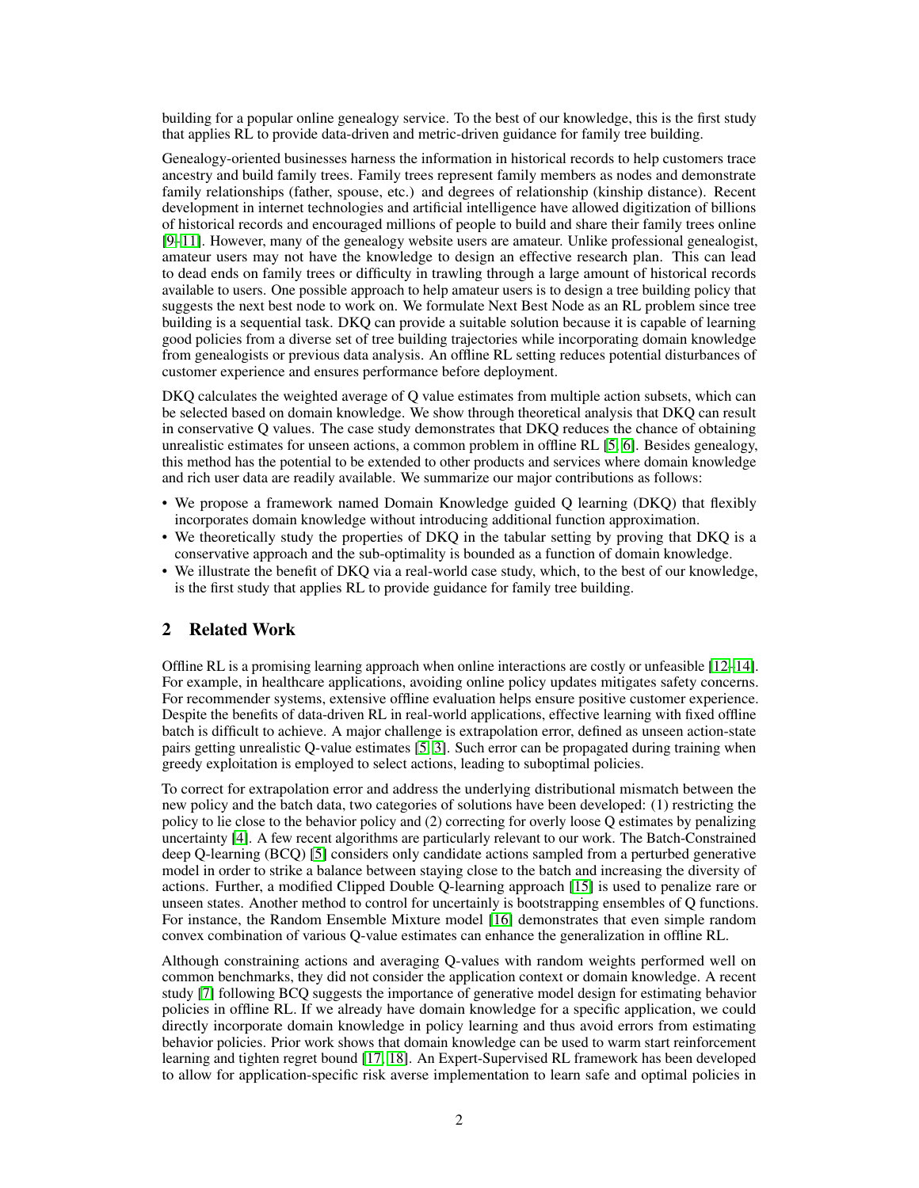building for a popular online genealogy service. To the best of our knowledge, this is the first study that applies RL to provide data-driven and metric-driven guidance for family tree building.

Genealogy-oriented businesses harness the information in historical records to help customers trace ancestry and build family trees. Family trees represent family members as nodes and demonstrate family relationships (father, spouse, etc.) and degrees of relationship (kinship distance). Recent development in internet technologies and artificial intelligence have allowed digitization of billions of historical records and encouraged millions of people to build and share their family trees online [9–11]. However, many of the genealogy website users are amateur. Unlike professional genealogist, amateur users may not have the knowledge to design an effective research plan. This can lead to dead ends on family trees or difficulty in trawling through a large amount of historical records available to users. One possible approach to help amateur users is to design a tree building policy that suggests the next best node to work on. We formulate Next Best Node as an RL problem since tree building is a sequential task. DKQ can provide a suitable solution because it is capable of learning good policies from a diverse set of tree building trajectories while incorporating domain knowledge from genealogists or previous data analysis. An offline RL setting reduces potential disturbances of customer experience and ensures performance before deployment.

DKQ calculates the weighted average of Q value estimates from multiple action subsets, which can be selected based on domain knowledge. We show through theoretical analysis that DKQ can result in conservative Q values. The case study demonstrates that DKQ reduces the chance of obtaining unrealistic estimates for unseen actions, a common problem in offline RL [5, 6]. Besides genealogy, this method has the potential to be extended to other products and services where domain knowledge and rich user data are readily available. We summarize our major contributions as follows:

- We propose a framework named Domain Knowledge guided Q learning (DKQ) that flexibly incorporates domain knowledge without introducing additional function approximation.
- We theoretically study the properties of DKQ in the tabular setting by proving that DKQ is a conservative approach and the sub-optimality is bounded as a function of domain knowledge.
- We illustrate the benefit of DKQ via a real-world case study, which, to the best of our knowledge, is the first study that applies RL to provide guidance for family tree building.

## 2 Related Work

Offline RL is a promising learning approach when online interactions are costly or unfeasible [12–14]. For example, in healthcare applications, avoiding online policy updates mitigates safety concerns. For recommender systems, extensive offline evaluation helps ensure positive customer experience. Despite the benefits of data-driven RL in real-world applications, effective learning with fixed offline batch is difficult to achieve. A major challenge is extrapolation error, defined as unseen action-state pairs getting unrealistic Q-value estimates [5, 3]. Such error can be propagated during training when greedy exploitation is employed to select actions, leading to suboptimal policies.

To correct for extrapolation error and address the underlying distributional mismatch between the new policy and the batch data, two categories of solutions have been developed: (1) restricting the policy to lie close to the behavior policy and (2) correcting for overly loose Q estimates by penalizing uncertainty [4]. A few recent algorithms are particularly relevant to our work. The Batch-Constrained deep Q-learning (BCQ) [5] considers only candidate actions sampled from a perturbed generative model in order to strike a balance between staying close to the batch and increasing the diversity of actions. Further, a modified Clipped Double Q-learning approach [15] is used to penalize rare or unseen states. Another method to control for uncertainly is bootstrapping ensembles of Q functions. For instance, the Random Ensemble Mixture model [16] demonstrates that even simple random convex combination of various Q-value estimates can enhance the generalization in offline RL.

Although constraining actions and averaging Q-values with random weights performed well on common benchmarks, they did not consider the application context or domain knowledge. A recent study [7] following BCQ suggests the importance of generative model design for estimating behavior policies in offline RL. If we already have domain knowledge for a specific application, we could directly incorporate domain knowledge in policy learning and thus avoid errors from estimating behavior policies. Prior work shows that domain knowledge can be used to warm start reinforcement learning and tighten regret bound [17, 18]. An Expert-Supervised RL framework has been developed to allow for application-specific risk averse implementation to learn safe and optimal policies in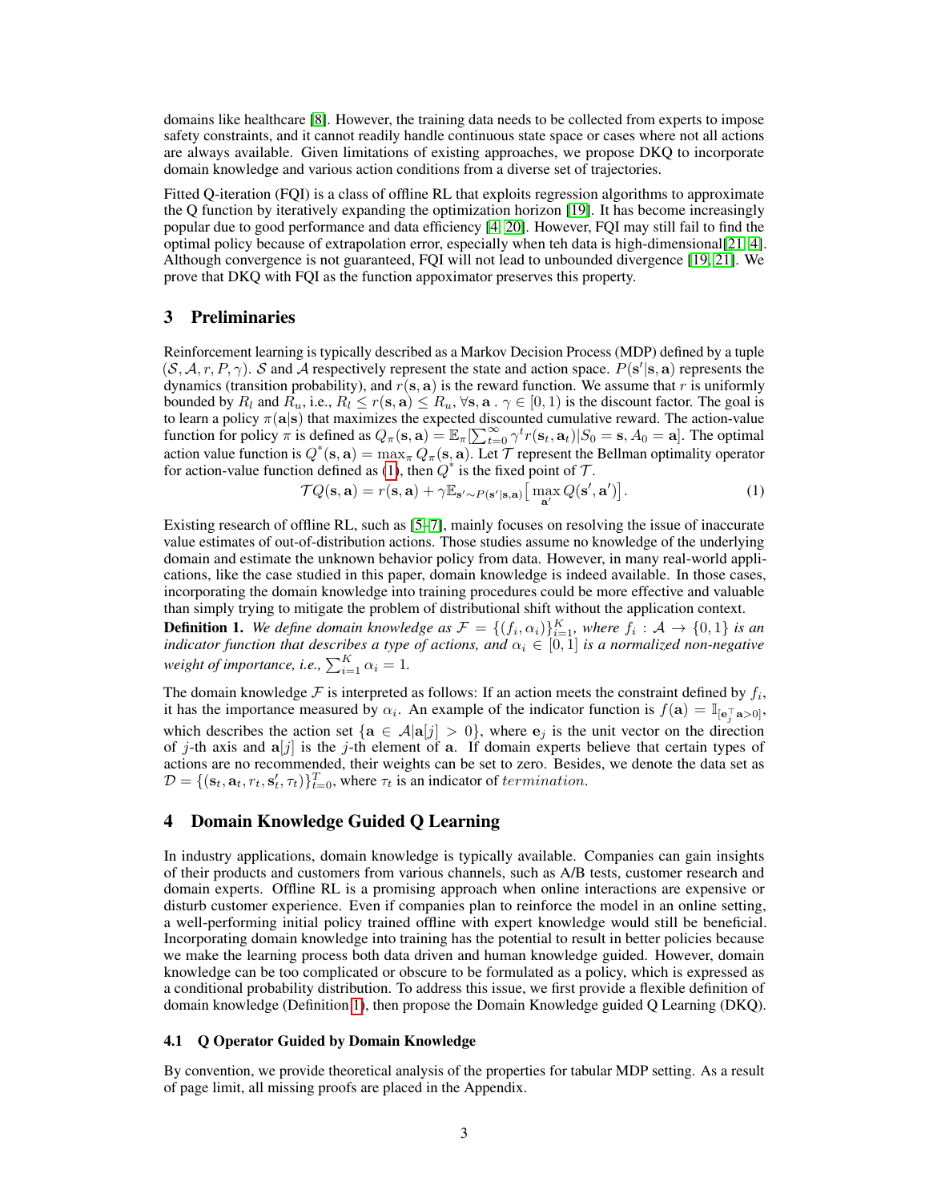domains like healthcare [8]. However, the training data needs to be collected from experts to impose safety constraints, and it cannot readily handle continuous state space or cases where not all actions are always available. Given limitations of existing approaches, we propose DKQ to incorporate domain knowledge and various action conditions from a diverse set of trajectories.

Fitted Q-iteration (FQI) is a class of offline RL that exploits regression algorithms to approximate the Q function by iteratively expanding the optimization horizon [19]. It has become increasingly popular due to good performance and data efficiency [4, 20]. However, FQI may still fail to find the optimal policy because of extrapolation error, especially when teh data is high-dimensional[21, 4]. Although convergence is not guaranteed, FQI will not lead to unbounded divergence [19, 21]. We prove that DKQ with FQI as the function appoximator preserves this property.

## 3 Preliminaries

Reinforcement learning is typically described as a Markov Decision Process (MDP) defined by a tuple $(\mathcal{S}, \mathcal{A}, r, P, \gamma)$. $\mathcal{S}$ and $\mathcal{A}$ respectively represent the state and action space. $P(\mathbf{s}'|\mathbf{s}, \mathbf{a})$ represents the dynamics (transition probability), and $r(\mathbf{s}, \mathbf{a})$ is the reward function. We assume that $r$ is uniformly bounded by $R_l$ and $R_u$, i.e., $R_l \leq r(\mathbf{s}, \mathbf{a}) \leq R_u, \forall \mathbf{s}, \mathbf{a}$ . $\gamma \in [0, 1)$ is the discount factor. The goal is to learn a policy $\pi(\mathbf{a}|\mathbf{s})$ that maximizes the expected discounted cumulative reward. The action-value function for policy $\pi$ is defined as $Q_\pi(\mathbf{s}, \mathbf{a}) = \mathbb{E}_\pi[\sum_{t=0}^{\infty} \gamma^t r(\mathbf{s}_t, \mathbf{a}_t)|S_0 = \mathbf{s}, A_0 = \mathbf{a}]$. The optimal action value function is $Q^*(\mathbf{s}, \mathbf{a}) = \max_\pi Q_\pi(\mathbf{s}, \mathbf{a})$. Let $\mathcal{T}$ represent the Bellman optimality operator for action-value function defined as (1), then $Q^*$ is the fixed point of $\mathcal{T}$.

$$
\mathcal{T}Q(\mathbf{s}, \mathbf{a}) = r(\mathbf{s}, \mathbf{a}) + \gamma \mathbb{E}_{\mathbf{s}' \sim P(\mathbf{s}'|\mathbf{s}, \mathbf{a})} \big[ \max_{\mathbf{a}'} Q(\mathbf{s}', \mathbf{a}') \big]. \tag{1}
$$

Existing research of offline RL, such as [5–7], mainly focuses on resolving the issue of inaccurate value estimates of out-of-distribution actions. Those studies assume no knowledge of the underlying domain and estimate the unknown behavior policy from data. However, in many real-world applications, like the case studied in this paper, domain knowledge is indeed available. In those cases, incorporating the domain knowledge into training procedures could be more effective and valuable than simply trying to mitigate the problem of distributional shift without the application context.

**Definition 1.** *We define domain knowledge as $\mathcal{F} = \{(f_i, \alpha_i)\}_{i=1}^K$, where $f_i : \mathcal{A} \to \{0, 1\}$ is an indicator function that describes a type of actions, and $\alpha_i \in [0, 1]$ is a normalized non-negative weight of importance, i.e., $\sum_{i=1}^K \alpha_i = 1$.*

The domain knowledge $\mathcal{F}$ is interpreted as follows: If an action meets the constraint defined by $f_i$, it has the importance measured by $\alpha_i$. An example of the indicator function is $f(\mathbf{a}) = \mathbb{I}_{[\mathbf{e}_j^\top \mathbf{a} > 0]}$, which describes the action set $\{\mathbf{a} \in \mathcal{A} | \mathbf{a}[j] > 0\}$, where $\mathbf{e}_j$ is the unit vector on the direction of $j$-th axis and $\mathbf{a}[j]$ is the $j$-th element of $\mathbf{a}$. If domain experts believe that certain types of actions are no recommended, their weights can be set to zero. Besides, we denote the data set as $\mathcal{D} = \{(\mathbf{s}_t, \mathbf{a}_t, r_t, \mathbf{s}'_t, \tau_t)\}_{t=0}^T$, where $\tau_t$ is an indicator of $termination$.

## 4 Domain Knowledge Guided Q Learning

In industry applications, domain knowledge is typically available. Companies can gain insights of their products and customers from various channels, such as A/B tests, customer research and domain experts. Offline RL is a promising approach when online interactions are expensive or disturb customer experience. Even if companies plan to reinforce the model in an online setting, a well-performing initial policy trained offline with expert knowledge would still be beneficial. Incorporating domain knowledge into training has the potential to result in better policies because we make the learning process both data driven and human knowledge guided. However, domain knowledge can be too complicated or obscure to be formulated as a policy, which is expressed as a conditional probability distribution. To address this issue, we first provide a flexible definition of domain knowledge (Definition 1), then propose the Domain Knowledge guided Q Learning (DKQ).

### 4.1 Q Operator Guided by Domain Knowledge

By convention, we provide theoretical analysis of the properties for tabular MDP setting. As a result of page limit, all missing proofs are placed in the Appendix.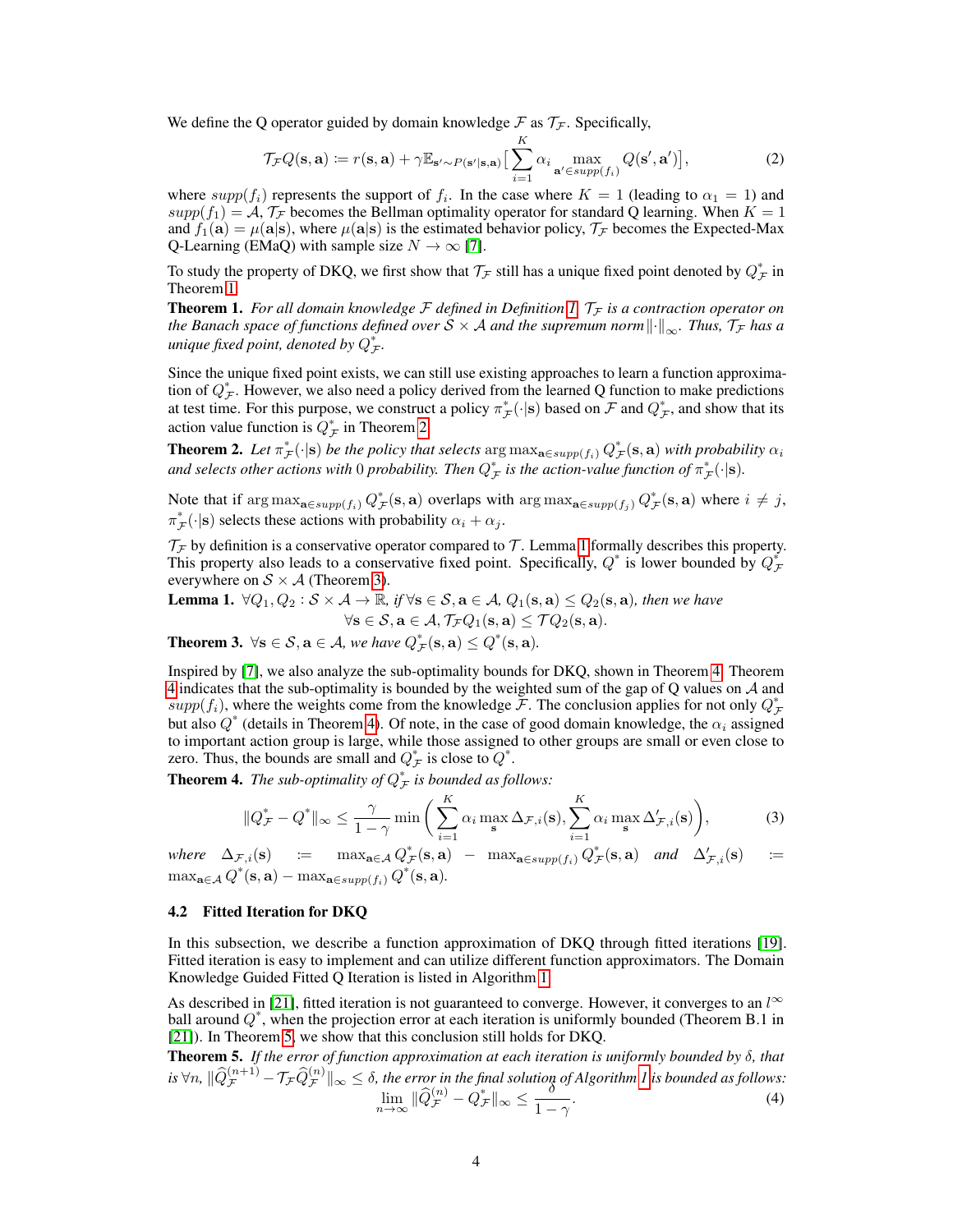We define the Q operator guided by domain knowledge $\mathcal{F}$ as $\mathcal{T}_\mathcal{F}$. Specifically,

$$\mathcal{T}_\mathcal{F}Q(\mathbf{s}, \mathbf{a}) := r(\mathbf{s}, \mathbf{a}) + \gamma \mathbb{E}_{\mathbf{s}' \sim P(\mathbf{s}'|\mathbf{s}, \mathbf{a})} \Big[ \sum_{i=1}^{K} \alpha_i \max_{\mathbf{a}' \in supp(f_i)} Q(\mathbf{s}', \mathbf{a}') \Big], \tag{2}$$

where $supp(f_i)$ represents the support of $f_i$. In the case where $K = 1$ (leading to $\alpha_1 = 1$) and $supp(f_1) = \mathcal{A}$, $\mathcal{T}_\mathcal{F}$ becomes the Bellman optimality operator for standard Q learning. When $K = 1$ and $f_1(\mathbf{a}) = \mu(\mathbf{a}|\mathbf{s})$, where $\mu(\mathbf{a}|\mathbf{s})$ is the estimated behavior policy, $\mathcal{T}_\mathcal{F}$ becomes the Expected-Max Q-Learning (EMaQ) with sample size $N \to \infty$ [7].

To study the property of DKQ, we first show that $\mathcal{T}_\mathcal{F}$ still has a unique fixed point denoted by $Q^*_\mathcal{F}$ in Theorem 1.

**Theorem 1.** *For all domain knowledge $\mathcal{F}$ defined in Definition 1, $\mathcal{T}_\mathcal{F}$ is a contraction operator on the Banach space of functions defined over $\mathcal{S} \times \mathcal{A}$ and the supremum norm $\|\cdot\|_\infty$. Thus, $\mathcal{T}_\mathcal{F}$ has a unique fixed point, denoted by $Q^*_\mathcal{F}$.*

Since the unique fixed point exists, we can still use existing approaches to learn a function approximation of $Q^*_\mathcal{F}$. However, we also need a policy derived from the learned Q function to make predictions at test time. For this purpose, we construct a policy $\pi^*_\mathcal{F}(\cdot|\mathbf{s})$ based on $\mathcal{F}$ and $Q^*_\mathcal{F}$, and show that its action value function is $Q^*_\mathcal{F}$ in Theorem 2.

**Theorem 2.** *Let $\pi^*_\mathcal{F}(\cdot|\mathbf{s})$ be the policy that selects $\arg\max_{\mathbf{a} \in supp(f_i)} Q^*_\mathcal{F}(\mathbf{s}, \mathbf{a})$ with probability $\alpha_i$ and selects other actions with $0$ probability. Then $Q^*_\mathcal{F}$ is the action-value function of $\pi^*_\mathcal{F}(\cdot|\mathbf{s})$.*

Note that if $\arg\max_{\mathbf{a} \in supp(f_i)} Q^*_\mathcal{F}(\mathbf{s}, \mathbf{a})$ overlaps with $\arg\max_{\mathbf{a} \in supp(f_j)} Q^*_\mathcal{F}(\mathbf{s}, \mathbf{a})$ where $i \neq j$, $\pi^*_\mathcal{F}(\cdot|\mathbf{s})$ selects these actions with probability $\alpha_i + \alpha_j$.

$\mathcal{T}_\mathcal{F}$ by definition is a conservative operator compared to $\mathcal{T}$. Lemma 1 formally describes this property. This property also leads to a conservative fixed point. Specifically, $Q^*$ is lower bounded by $Q^*_\mathcal{F}$ everywhere on $\mathcal{S} \times \mathcal{A}$ (Theorem 3).

**Lemma 1.** *$\forall Q_1, Q_2 : \mathcal{S} \times \mathcal{A} \to \mathbb{R}$, if $\forall \mathbf{s} \in \mathcal{S}, \mathbf{a} \in \mathcal{A}$, $Q_1(\mathbf{s}, \mathbf{a}) \leq Q_2(\mathbf{s}, \mathbf{a})$, then we have*
$$\forall \mathbf{s} \in \mathcal{S}, \mathbf{a} \in \mathcal{A}, \mathcal{T}_\mathcal{F}Q_1(\mathbf{s}, \mathbf{a}) \leq \mathcal{T}Q_2(\mathbf{s}, \mathbf{a}).$$

**Theorem 3.** *$\forall \mathbf{s} \in \mathcal{S}, \mathbf{a} \in \mathcal{A}$, we have $Q^*_\mathcal{F}(\mathbf{s}, \mathbf{a}) \leq Q^*(\mathbf{s}, \mathbf{a})$.*

Inspired by [7], we also analyze the sub-optimality bounds for DKQ, shown in Theorem 4. Theorem 4 indicates that the sub-optimality is bounded by the weighted sum of the gap of Q values on $\mathcal{A}$ and $supp(f_i)$, where the weights come from the knowledge $\mathcal{F}$. The conclusion applies for not only $Q^*_\mathcal{F}$ but also $Q^*$ (details in Theorem 4). Of note, in the case of good domain knowledge, the $\alpha_i$ assigned to important action group is large, while those assigned to other groups are small or even close to zero. Thus, the bounds are small and $Q^*_\mathcal{F}$ is close to $Q^*$.

**Theorem 4.** *The sub-optimality of $Q^*_\mathcal{F}$ is bounded as follows:*

$$\|Q^*_\mathcal{F} - Q^*\|_\infty \leq \frac{\gamma}{1-\gamma} \min\bigg( \sum_{i=1}^{K} \alpha_i \max_{\mathbf{s}} \Delta_{\mathcal{F},i}(\mathbf{s}), \sum_{i=1}^{K} \alpha_i \max_{\mathbf{s}} \Delta'_{\mathcal{F},i}(\mathbf{s}) \bigg), \tag{3}$$

*where* $\Delta_{\mathcal{F},i}(\mathbf{s}) := \max_{\mathbf{a} \in \mathcal{A}} Q^*_\mathcal{F}(\mathbf{s}, \mathbf{a}) - \max_{\mathbf{a} \in supp(f_i)} Q^*_\mathcal{F}(\mathbf{s}, \mathbf{a})$ *and* $\Delta'_{\mathcal{F},i}(\mathbf{s}) := \max_{\mathbf{a} \in \mathcal{A}} Q^*(\mathbf{s}, \mathbf{a}) - \max_{\mathbf{a} \in supp(f_i)} Q^*(\mathbf{s}, \mathbf{a})$.

### 4.2 Fitted Iteration for DKQ

In this subsection, we describe a function approximation of DKQ through fitted iterations [19]. Fitted iteration is easy to implement and can utilize different function approximators. The Domain Knowledge Guided Fitted Q Iteration is listed in Algorithm 1.

As described in [21], fitted iteration is not guaranteed to converge. However, it converges to an $l^\infty$ ball around $Q^*$, when the projection error at each iteration is uniformly bounded (Theorem B.1 in [21]). In Theorem 5, we show that this conclusion still holds for DKQ.

**Theorem 5.** *If the error of function approximation at each iteration is uniformly bounded by $\delta$, that is $\forall n$, $\|\widehat{Q}^{(n+1)}_\mathcal{F} - \mathcal{T}_\mathcal{F}\widehat{Q}^{(n)}_\mathcal{F}\|_\infty \leq \delta$, the error in the final solution of Algorithm 1 is bounded as follows:*

$$\lim_{n \to \infty} \|\widehat{Q}^{(n)}_\mathcal{F} - Q^*_\mathcal{F}\|_\infty \leq \frac{\delta}{1-\gamma}. \tag{4}$$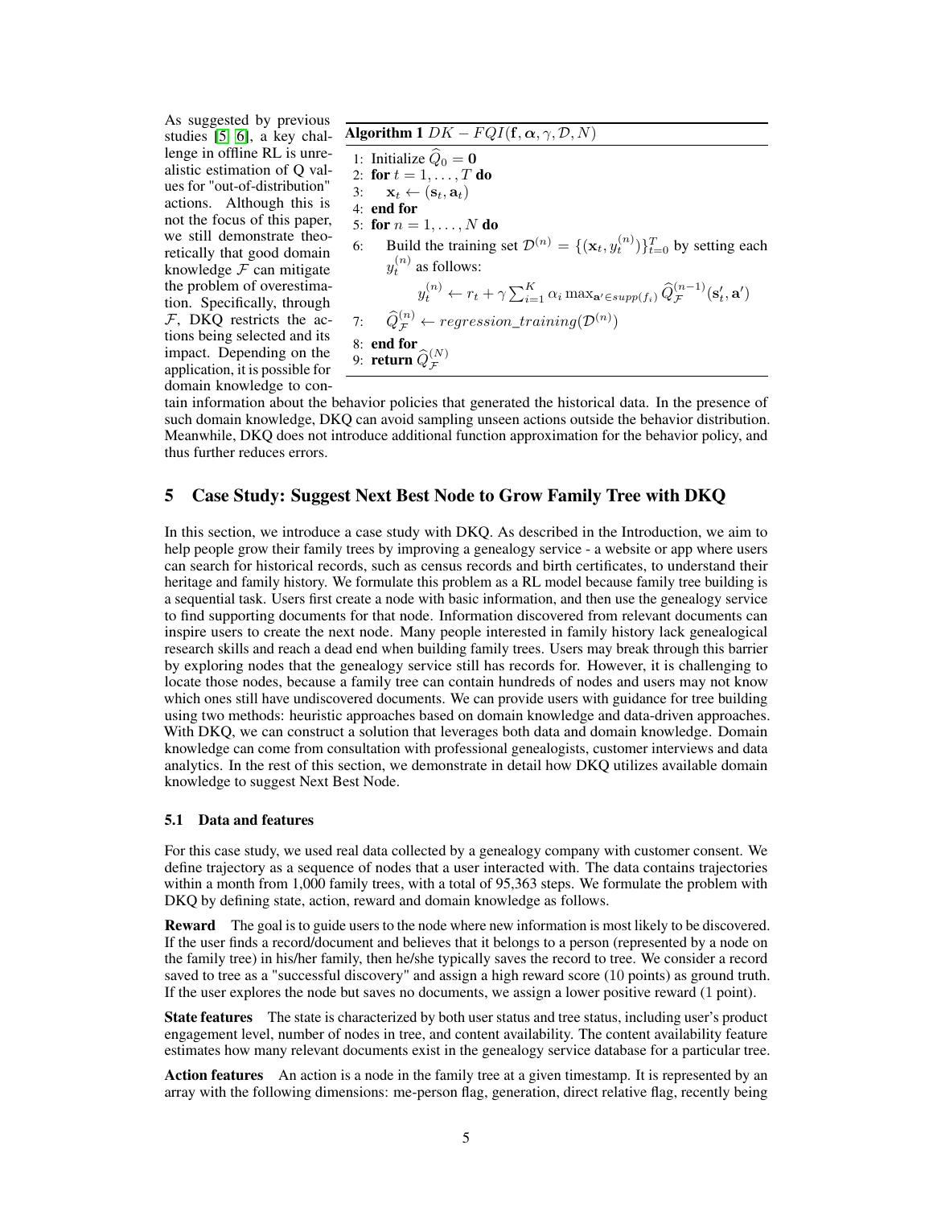As suggested by previous studies [5, 6], a key challenge in offline RL is unrealistic estimation of Q values for "out-of-distribution" actions. Although this is not the focus of this paper, we still demonstrate theoretically that good domain knowledge $\mathcal{F}$ can mitigate the problem of overestimation. Specifically, through $\mathcal{F}$, DKQ restricts the actions being selected and its impact. Depending on the application, it is possible for domain knowledge to contain information about the behavior policies that generated the historical data. In the presence of such domain knowledge, DKQ can avoid sampling unseen actions outside the behavior distribution. Meanwhile, DKQ does not introduce additional function approximation for the behavior policy, and thus further reduces errors.

**Algorithm 1** $DK-FQI(\mathbf{f}, \boldsymbol{\alpha}, \gamma, \mathcal{D}, N)$

```
1: Initialize Q̂_0 = 0
2: for t = 1, ..., T do
3:     x_t ← (s_t, a_t)
4: end for
5: for n = 1, ..., N do
6:     Build the training set D^(n) = {(x_t, y_t^(n))}_{t=0}^T by setting each
       y_t^(n) as follows:
           y_t^(n) ← r_t + γ Σ_{i=1}^K α_i max_{a' ∈ supp(f_i)} Q̂_F^(n-1)(s'_t, a')
7:     Q̂_F^(n) ← regression_training(D^(n))
8: end for
9: return Q̂_F^(N)
```

1: Initialize $\widehat{Q}_0 = \mathbf{0}$
2: **for** $t = 1, \ldots, T$ **do**
3: $\quad \mathbf{x}_t \leftarrow (\mathbf{s}_t, \mathbf{a}_t)$
4: **end for**
5: **for** $n = 1, \ldots, N$ **do**
6: $\quad$ Build the training set $\mathcal{D}^{(n)} = \{(\mathbf{x}_t, y_t^{(n)})\}_{t=0}^{T}$ by setting each $y_t^{(n)}$ as follows:

$$y_t^{(n)} \leftarrow r_t + \gamma \sum_{i=1}^{K} \alpha_i \max_{\mathbf{a}' \in supp(f_i)} \widehat{Q}_{\mathcal{F}}^{(n-1)}(\mathbf{s}'_t, \mathbf{a}')$$

7: $\quad \widehat{Q}_{\mathcal{F}}^{(n)} \leftarrow regression\_training(\mathcal{D}^{(n)})$
8: **end for**
9: **return** $\widehat{Q}_{\mathcal{F}}^{(N)}$

## 5 Case Study: Suggest Next Best Node to Grow Family Tree with DKQ

In this section, we introduce a case study with DKQ. As described in the Introduction, we aim to help people grow their family trees by improving a genealogy service - a website or app where users can search for historical records, such as census records and birth certificates, to understand their heritage and family history. We formulate this problem as a RL model because family tree building is a sequential task. Users first create a node with basic information, and then use the genealogy service to find supporting documents for that node. Information discovered from relevant documents can inspire users to create the next node. Many people interested in family history lack genealogical research skills and reach a dead end when building family trees. Users may break through this barrier by exploring nodes that the genealogy service still has records for. However, it is challenging to locate those nodes, because a family tree can contain hundreds of nodes and users may not know which ones still have undiscovered documents. We can provide users with guidance for tree building using two methods: heuristic approaches based on domain knowledge and data-driven approaches. With DKQ, we can construct a solution that leverages both data and domain knowledge. Domain knowledge can come from consultation with professional genealogists, customer interviews and data analytics. In the rest of this section, we demonstrate in detail how DKQ utilizes available domain knowledge to suggest Next Best Node.

### 5.1 Data and features

For this case study, we used real data collected by a genealogy company with customer consent. We define trajectory as a sequence of nodes that a user interacted with. The data contains trajectories within a month from 1,000 family trees, with a total of 95,363 steps. We formulate the problem with DKQ by defining state, action, reward and domain knowledge as follows.

**Reward** The goal is to guide users to the node where new information is most likely to be discovered. If the user finds a record/document and believes that it belongs to a person (represented by a node on the family tree) in his/her family, then he/she typically saves the record to tree. We consider a record saved to tree as a "successful discovery" and assign a high reward score (10 points) as ground truth. If the user explores the node but saves no documents, we assign a lower positive reward (1 point).

**State features** The state is characterized by both user status and tree status, including user's product engagement level, number of nodes in tree, and content availability. The content availability feature estimates how many relevant documents exist in the genealogy service database for a particular tree.

**Action features** An action is a node in the family tree at a given timestamp. It is represented by an array with the following dimensions: me-person flag, generation, direct relative flag, recently being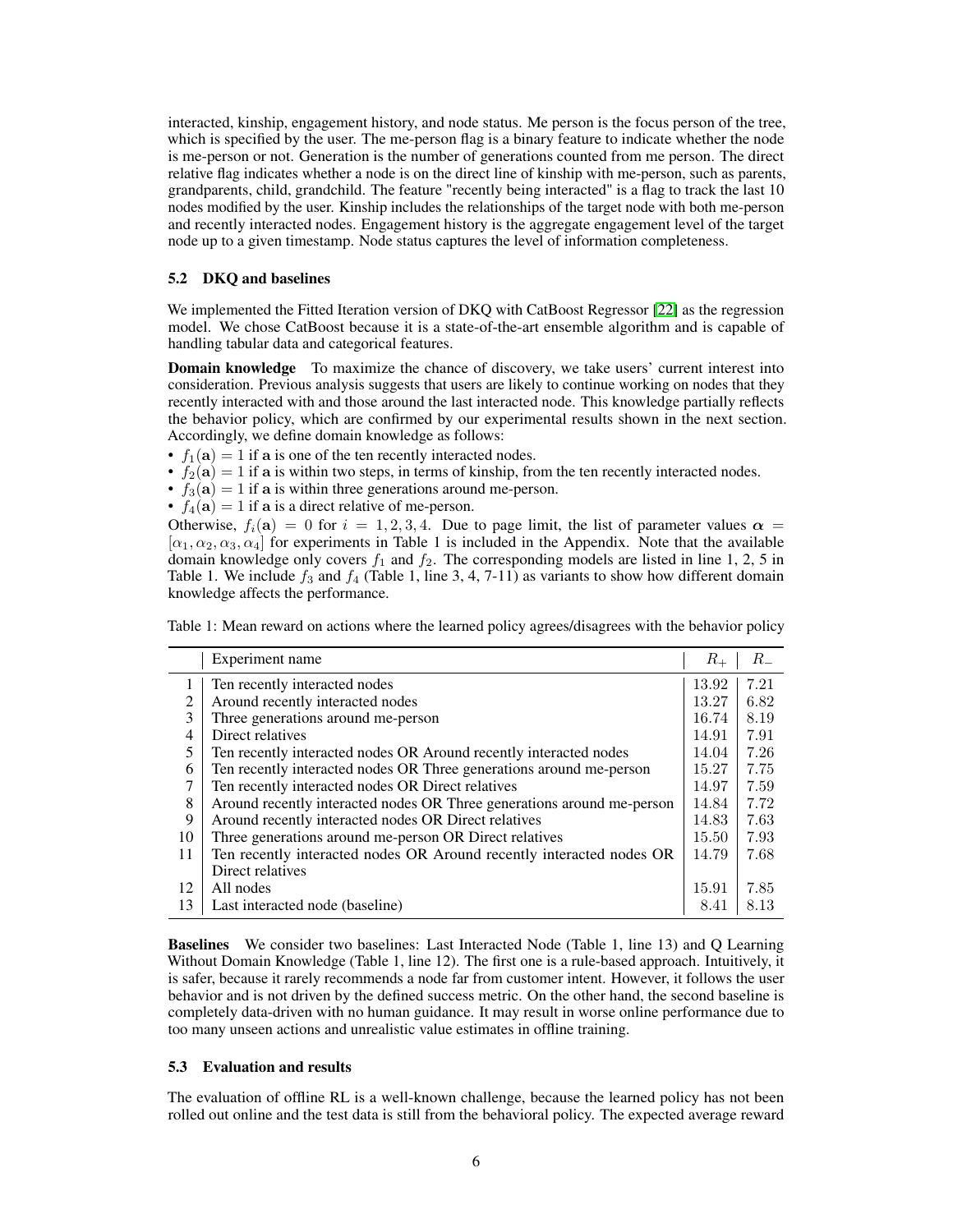interacted, kinship, engagement history, and node status. Me person is the focus person of the tree, which is specified by the user. The me-person flag is a binary feature to indicate whether the node is me-person or not. Generation is the number of generations counted from me person. The direct relative flag indicates whether a node is on the direct line of kinship with me-person, such as parents, grandparents, child, grandchild. The feature "recently being interacted" is a flag to track the last 10 nodes modified by the user. Kinship includes the relationships of the target node with both me-person and recently interacted nodes. Engagement history is the aggregate engagement level of the target node up to a given timestamp. Node status captures the level of information completeness.

### 5.2 DKQ and baselines

We implemented the Fitted Iteration version of DKQ with CatBoost Regressor [22] as the regression model. We chose CatBoost because it is a state-of-the-art ensemble algorithm and is capable of handling tabular data and categorical features.

**Domain knowledge** To maximize the chance of discovery, we take users' current interest into consideration. Previous analysis suggests that users are likely to continue working on nodes that they recently interacted with and those around the last interacted node. This knowledge partially reflects the behavior policy, which are confirmed by our experimental results shown in the next section. Accordingly, we define domain knowledge as follows:

- $f_1(\mathbf{a}) = 1$ if $\mathbf{a}$ is one of the ten recently interacted nodes.
- $f_2(\mathbf{a}) = 1$ if $\mathbf{a}$ is within two steps, in terms of kinship, from the ten recently interacted nodes.
- $f_3(\mathbf{a}) = 1$ if $\mathbf{a}$ is within three generations around me-person.
- $f_4(\mathbf{a}) = 1$ if $\mathbf{a}$ is a direct relative of me-person.

Otherwise, $f_i(\mathbf{a}) = 0$ for $i = 1, 2, 3, 4$. Due to page limit, the list of parameter values $\boldsymbol{\alpha} = [\alpha_1, \alpha_2, \alpha_3, \alpha_4]$ for experiments in Table 1 is included in the Appendix. Note that the available domain knowledge only covers $f_1$ and $f_2$. The corresponding models are listed in line 1, 2, 5 in Table 1. We include $f_3$ and $f_4$ (Table 1, line 3, 4, 7-11) as variants to show how different domain knowledge affects the performance.

Table 1: Mean reward on actions where the learned policy agrees/disagrees with the behavior policy

| | Experiment name | $R_+$ | $R_-$ |
|---|---|---|---|
| 1 | Ten recently interacted nodes | 13.92 | 7.21 |
| 2 | Around recently interacted nodes | 13.27 | 6.82 |
| 3 | Three generations around me-person | 16.74 | 8.19 |
| 4 | Direct relatives | 14.91 | 7.91 |
| 5 | Ten recently interacted nodes OR Around recently interacted nodes | 14.04 | 7.26 |
| 6 | Ten recently interacted nodes OR Three generations around me-person | 15.27 | 7.75 |
| 7 | Ten recently interacted nodes OR Direct relatives | 14.97 | 7.59 |
| 8 | Around recently interacted nodes OR Three generations around me-person | 14.84 | 7.72 |
| 9 | Around recently interacted nodes OR Direct relatives | 14.83 | 7.63 |
| 10 | Three generations around me-person OR Direct relatives | 15.50 | 7.93 |
| 11 | Ten recently interacted nodes OR Around recently interacted nodes OR Direct relatives | 14.79 | 7.68 |
| 12 | All nodes | 15.91 | 7.85 |
| 13 | Last interacted node (baseline) | 8.41 | 8.13 |

**Baselines** We consider two baselines: Last Interacted Node (Table 1, line 13) and Q Learning Without Domain Knowledge (Table 1, line 12). The first one is a rule-based approach. Intuitively, it is safer, because it rarely recommends a node far from customer intent. However, it follows the user behavior and is not driven by the defined success metric. On the other hand, the second baseline is completely data-driven with no human guidance. It may result in worse online performance due to too many unseen actions and unrealistic value estimates in offline training.

### 5.3 Evaluation and results

The evaluation of offline RL is a well-known challenge, because the learned policy has not been rolled out online and the test data is still from the behavioral policy. The expected average reward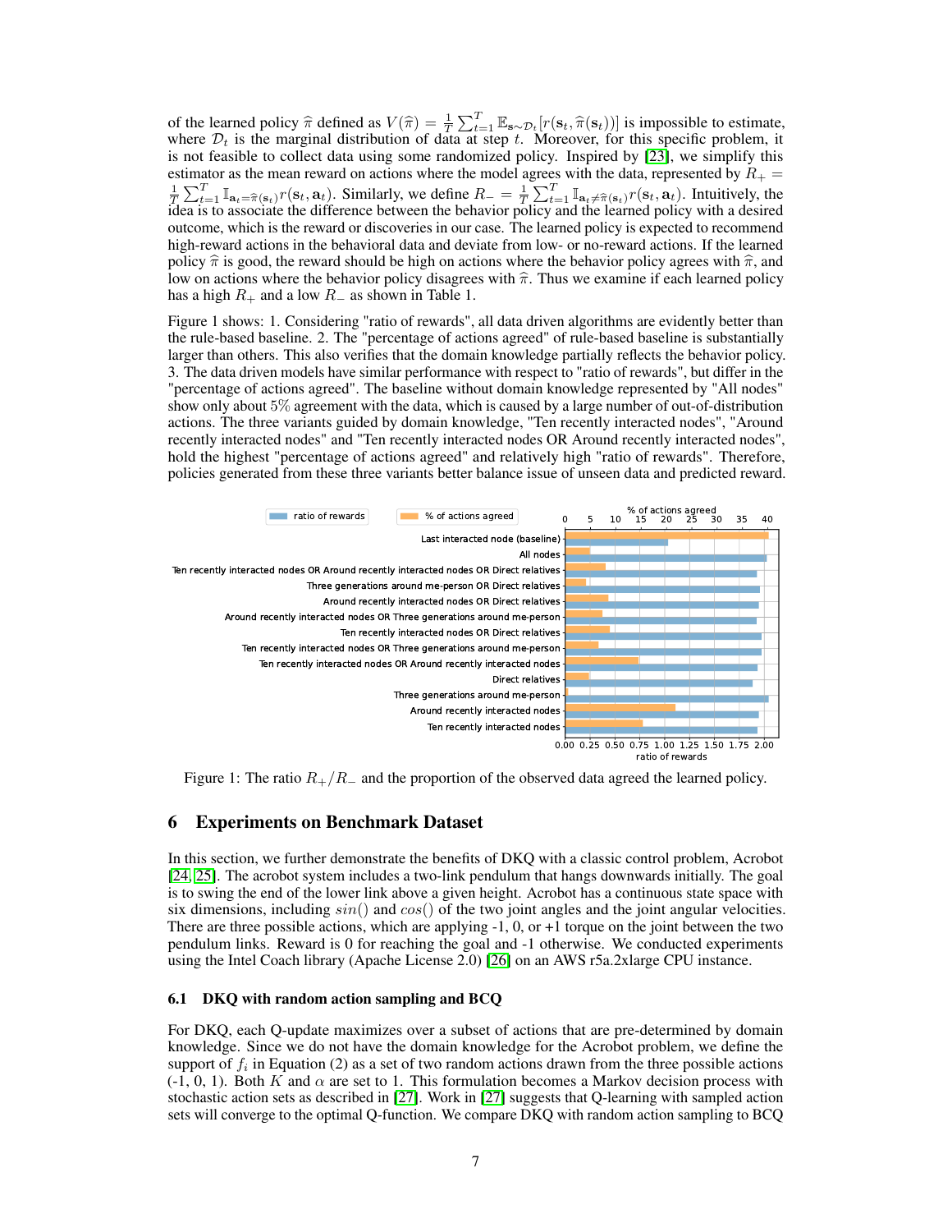of the learned policy $\widehat{\pi}$ defined as $V(\widehat{\pi}) = \frac{1}{T}\sum_{t=1}^{T}\mathbb{E}_{\mathbf{s}\sim\mathcal{D}_t}[r(\mathbf{s}_t, \widehat{\pi}(\mathbf{s}_t))]$ is impossible to estimate, where $\mathcal{D}_t$ is the marginal distribution of data at step $t$. Moreover, for this specific problem, it is not feasible to collect data using some randomized policy. Inspired by [23], we simplify this estimator as the mean reward on actions where the model agrees with the data, represented by $R_+ = \frac{1}{T}\sum_{t=1}^{T}\mathbb{I}_{\mathbf{a}_t=\widehat{\pi}(\mathbf{s}_t)} r(\mathbf{s}_t, \mathbf{a}_t)$. Similarly, we define $R_- = \frac{1}{T}\sum_{t=1}^{T}\mathbb{I}_{\mathbf{a}_t\neq\widehat{\pi}(\mathbf{s}_t)} r(\mathbf{s}_t, \mathbf{a}_t)$. Intuitively, the idea is to associate the difference between the behavior policy and the learned policy with a desired outcome, which is the reward or discoveries in our case. The learned policy is expected to recommend high-reward actions in the behavioral data and deviate from low- or no-reward actions. If the learned policy $\widehat{\pi}$ is good, the reward should be high on actions where the behavior policy agrees with $\widehat{\pi}$, and low on actions where the behavior policy disagrees with $\widehat{\pi}$. Thus we examine if each learned policy has a high $R_+$ and a low $R_-$ as shown in Table 1.

Figure 1 shows: 1. Considering "ratio of rewards", all data driven algorithms are evidently better than the rule-based baseline. 2. The "percentage of actions agreed" of rule-based baseline is substantially larger than others. This also verifies that the domain knowledge partially reflects the behavior policy. 3. The data driven models have similar performance with respect to "ratio of rewards", but differ in the "percentage of actions agreed". The baseline without domain knowledge represented by "All nodes" show only about 5% agreement with the data, which is caused by a large number of out-of-distribution actions. The three variants guided by domain knowledge, "Ten recently interacted nodes", "Around recently interacted nodes" and "Ten recently interacted nodes OR Around recently interacted nodes", hold the highest "percentage of actions agreed" and relatively high "ratio of rewards". Therefore, policies generated from these three variants better balance issue of unseen data and predicted reward.

Figure 1: The ratio $R_+/R_-$ and the proportion of the observed data agreed the learned policy.

## 6 Experiments on Benchmark Dataset

In this section, we further demonstrate the benefits of DKQ with a classic control problem, Acrobot [24, 25]. The acrobot system includes a two-link pendulum that hangs downwards initially. The goal is to swing the end of the lower link above a given height. Acrobot has a continuous state space with six dimensions, including $sin()$ and $cos()$ of the two joint angles and the joint angular velocities. There are three possible actions, which are applying -1, 0, or +1 torque on the joint between the two pendulum links. Reward is 0 for reaching the goal and -1 otherwise. We conducted experiments using the Intel Coach library (Apache License 2.0) [26] on an AWS r5a.2xlarge CPU instance.

### 6.1 DKQ with random action sampling and BCQ

For DKQ, each Q-update maximizes over a subset of actions that are pre-determined by domain knowledge. Since we do not have the domain knowledge for the Acrobot problem, we define the support of $f_i$ in Equation (2) as a set of two random actions drawn from the three possible actions (-1, 0, 1). Both $K$ and $\alpha$ are set to 1. This formulation becomes a Markov decision process with stochastic action sets as described in [27]. Work in [27] suggests that Q-learning with sampled action sets will converge to the optimal Q-function. We compare DKQ with random action sampling to BCQ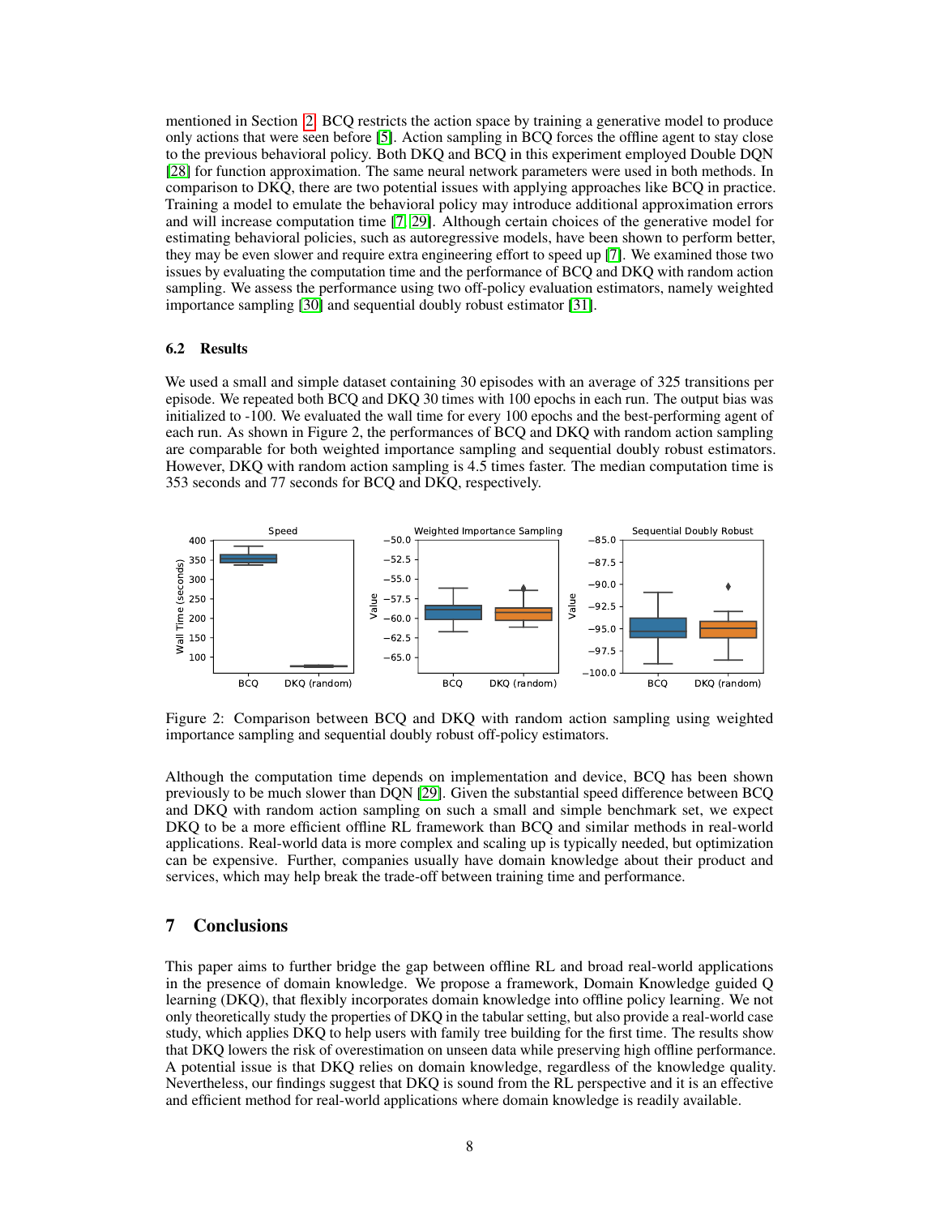mentioned in Section 2. BCQ restricts the action space by training a generative model to produce only actions that were seen before [5]. Action sampling in BCQ forces the offline agent to stay close to the previous behavioral policy. Both DKQ and BCQ in this experiment employed Double DQN [28] for function approximation. The same neural network parameters were used in both methods. In comparison to DKQ, there are two potential issues with applying approaches like BCQ in practice. Training a model to emulate the behavioral policy may introduce additional approximation errors and will increase computation time [7, 29]. Although certain choices of the generative model for estimating behavioral policies, such as autoregressive models, have been shown to perform better, they may be even slower and require extra engineering effort to speed up [7]. We examined those two issues by evaluating the computation time and the performance of BCQ and DKQ with random action sampling. We assess the performance using two off-policy evaluation estimators, namely weighted importance sampling [30] and sequential doubly robust estimator [31].

### 6.2 Results

We used a small and simple dataset containing 30 episodes with an average of 325 transitions per episode. We repeated both BCQ and DKQ 30 times with 100 epochs in each run. The output bias was initialized to -100. We evaluated the wall time for every 100 epochs and the best-performing agent of each run. As shown in Figure 2, the performances of BCQ and DKQ with random action sampling are comparable for both weighted importance sampling and sequential doubly robust estimators. However, DKQ with random action sampling is 4.5 times faster. The median computation time is 353 seconds and 77 seconds for BCQ and DKQ, respectively.

Figure 2: Comparison between BCQ and DKQ with random action sampling using weighted importance sampling and sequential doubly robust off-policy estimators.

Although the computation time depends on implementation and device, BCQ has been shown previously to be much slower than DQN [29]. Given the substantial speed difference between BCQ and DKQ with random action sampling on such a small and simple benchmark set, we expect DKQ to be a more efficient offline RL framework than BCQ and similar methods in real-world applications. Real-world data is more complex and scaling up is typically needed, but optimization can be expensive. Further, companies usually have domain knowledge about their product and services, which may help break the trade-off between training time and performance.

## 7 Conclusions

This paper aims to further bridge the gap between offline RL and broad real-world applications in the presence of domain knowledge. We propose a framework, Domain Knowledge guided Q learning (DKQ), that flexibly incorporates domain knowledge into offline policy learning. We not only theoretically study the properties of DKQ in the tabular setting, but also provide a real-world case study, which applies DKQ to help users with family tree building for the first time. The results show that DKQ lowers the risk of overestimation on unseen data while preserving high offline performance. A potential issue is that DKQ relies on domain knowledge, regardless of the knowledge quality. Nevertheless, our findings suggest that DKQ is sound from the RL perspective and it is an effective and efficient method for real-world applications where domain knowledge is readily available.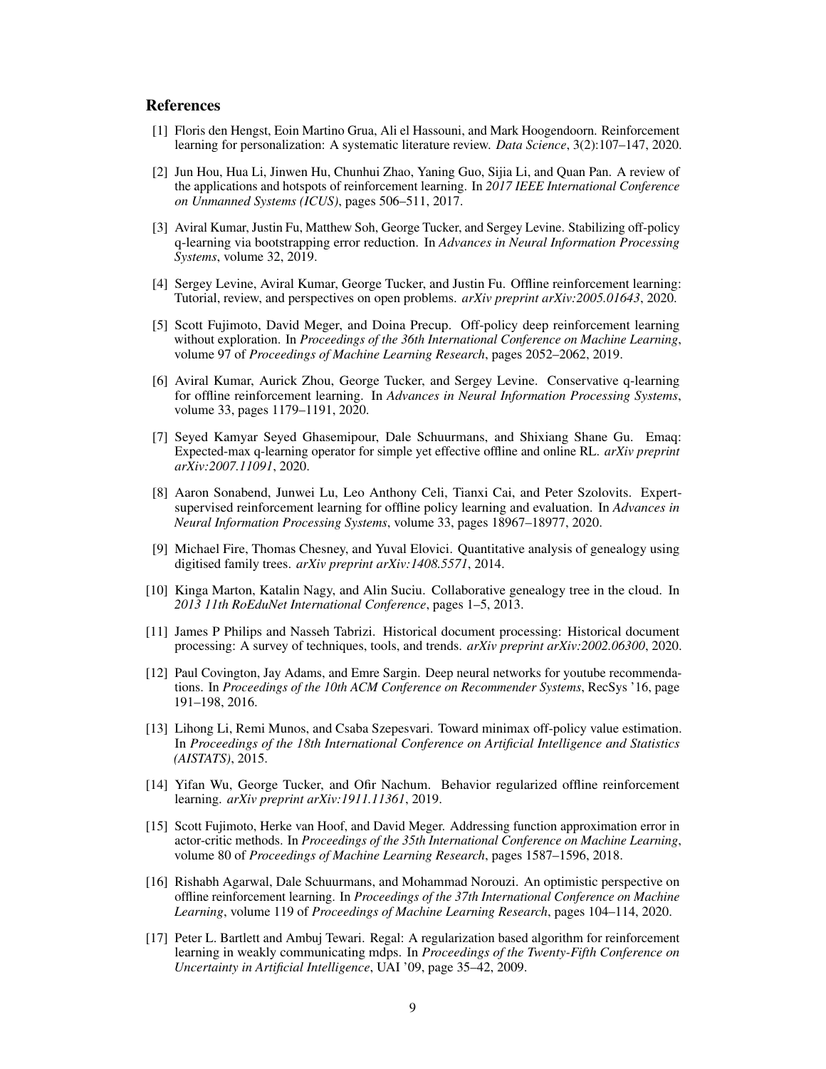## References

[1] Floris den Hengst, Eoin Martino Grua, Ali el Hassouni, and Mark Hoogendoorn. Reinforcement learning for personalization: A systematic literature review. *Data Science*, 3(2):107–147, 2020.

[2] Jun Hou, Hua Li, Jinwen Hu, Chunhui Zhao, Yaning Guo, Sijia Li, and Quan Pan. A review of the applications and hotspots of reinforcement learning. In *2017 IEEE International Conference on Unmanned Systems (ICUS)*, pages 506–511, 2017.

[3] Aviral Kumar, Justin Fu, Matthew Soh, George Tucker, and Sergey Levine. Stabilizing off-policy q-learning via bootstrapping error reduction. In *Advances in Neural Information Processing Systems*, volume 32, 2019.

[4] Sergey Levine, Aviral Kumar, George Tucker, and Justin Fu. Offline reinforcement learning: Tutorial, review, and perspectives on open problems. *arXiv preprint arXiv:2005.01643*, 2020.

[5] Scott Fujimoto, David Meger, and Doina Precup. Off-policy deep reinforcement learning without exploration. In *Proceedings of the 36th International Conference on Machine Learning*, volume 97 of *Proceedings of Machine Learning Research*, pages 2052–2062, 2019.

[6] Aviral Kumar, Aurick Zhou, George Tucker, and Sergey Levine. Conservative q-learning for offline reinforcement learning. In *Advances in Neural Information Processing Systems*, volume 33, pages 1179–1191, 2020.

[7] Seyed Kamyar Seyed Ghasemipour, Dale Schuurmans, and Shixiang Shane Gu. Emaq: Expected-max q-learning operator for simple yet effective offline and online RL. *arXiv preprint arXiv:2007.11091*, 2020.

[8] Aaron Sonabend, Junwei Lu, Leo Anthony Celi, Tianxi Cai, and Peter Szolovits. Expert-supervised reinforcement learning for offline policy learning and evaluation. In *Advances in Neural Information Processing Systems*, volume 33, pages 18967–18977, 2020.

[9] Michael Fire, Thomas Chesney, and Yuval Elovici. Quantitative analysis of genealogy using digitised family trees. *arXiv preprint arXiv:1408.5571*, 2014.

[10] Kinga Marton, Katalin Nagy, and Alin Suciu. Collaborative genealogy tree in the cloud. In *2013 11th RoEduNet International Conference*, pages 1–5, 2013.

[11] James P Philips and Nasseh Tabrizi. Historical document processing: Historical document processing: A survey of techniques, tools, and trends. *arXiv preprint arXiv:2002.06300*, 2020.

[12] Paul Covington, Jay Adams, and Emre Sargin. Deep neural networks for youtube recommendations. In *Proceedings of the 10th ACM Conference on Recommender Systems*, RecSys '16, page 191–198, 2016.

[13] Lihong Li, Remi Munos, and Csaba Szepesvari. Toward minimax off-policy value estimation. In *Proceedings of the 18th International Conference on Artificial Intelligence and Statistics (AISTATS)*, 2015.

[14] Yifan Wu, George Tucker, and Ofir Nachum. Behavior regularized offline reinforcement learning. *arXiv preprint arXiv:1911.11361*, 2019.

[15] Scott Fujimoto, Herke van Hoof, and David Meger. Addressing function approximation error in actor-critic methods. In *Proceedings of the 35th International Conference on Machine Learning*, volume 80 of *Proceedings of Machine Learning Research*, pages 1587–1596, 2018.

[16] Rishabh Agarwal, Dale Schuurmans, and Mohammad Norouzi. An optimistic perspective on offline reinforcement learning. In *Proceedings of the 37th International Conference on Machine Learning*, volume 119 of *Proceedings of Machine Learning Research*, pages 104–114, 2020.

[17] Peter L. Bartlett and Ambuj Tewari. Regal: A regularization based algorithm for reinforcement learning in weakly communicating mdps. In *Proceedings of the Twenty-Fifth Conference on Uncertainty in Artificial Intelligence*, UAI '09, page 35–42, 2009.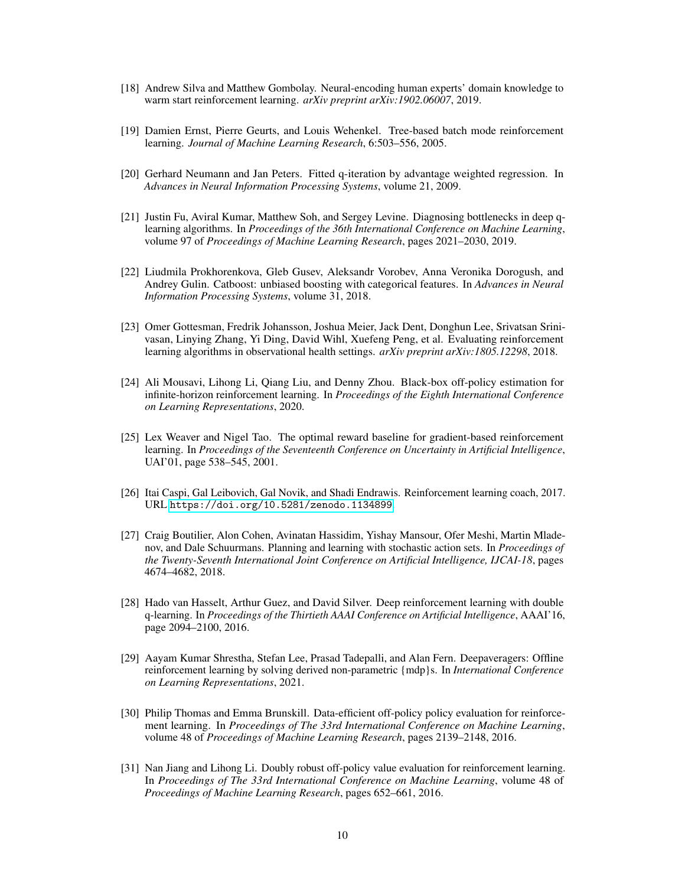[18] Andrew Silva and Matthew Gombolay. Neural-encoding human experts' domain knowledge to warm start reinforcement learning. *arXiv preprint arXiv:1902.06007*, 2019.

[19] Damien Ernst, Pierre Geurts, and Louis Wehenkel. Tree-based batch mode reinforcement learning. *Journal of Machine Learning Research*, 6:503–556, 2005.

[20] Gerhard Neumann and Jan Peters. Fitted q-iteration by advantage weighted regression. In *Advances in Neural Information Processing Systems*, volume 21, 2009.

[21] Justin Fu, Aviral Kumar, Matthew Soh, and Sergey Levine. Diagnosing bottlenecks in deep q-learning algorithms. In *Proceedings of the 36th International Conference on Machine Learning*, volume 97 of *Proceedings of Machine Learning Research*, pages 2021–2030, 2019.

[22] Liudmila Prokhorenkova, Gleb Gusev, Aleksandr Vorobev, Anna Veronika Dorogush, and Andrey Gulin. Catboost: unbiased boosting with categorical features. In *Advances in Neural Information Processing Systems*, volume 31, 2018.

[23] Omer Gottesman, Fredrik Johansson, Joshua Meier, Jack Dent, Donghun Lee, Srivatsan Srinivasan, Linying Zhang, Yi Ding, David Wihl, Xuefeng Peng, et al. Evaluating reinforcement learning algorithms in observational health settings. *arXiv preprint arXiv:1805.12298*, 2018.

[24] Ali Mousavi, Lihong Li, Qiang Liu, and Denny Zhou. Black-box off-policy estimation for infinite-horizon reinforcement learning. In *Proceedings of the Eighth International Conference on Learning Representations*, 2020.

[25] Lex Weaver and Nigel Tao. The optimal reward baseline for gradient-based reinforcement learning. In *Proceedings of the Seventeenth Conference on Uncertainty in Artificial Intelligence*, UAI'01, page 538–545, 2001.

[26] Itai Caspi, Gal Leibovich, Gal Novik, and Shadi Endrawis. Reinforcement learning coach, 2017. URL https://doi.org/10.5281/zenodo.1134899.

[27] Craig Boutilier, Alon Cohen, Avinatan Hassidim, Yishay Mansour, Ofer Meshi, Martin Mladenov, and Dale Schuurmans. Planning and learning with stochastic action sets. In *Proceedings of the Twenty-Seventh International Joint Conference on Artificial Intelligence, IJCAI-18*, pages 4674–4682, 2018.

[28] Hado van Hasselt, Arthur Guez, and David Silver. Deep reinforcement learning with double q-learning. In *Proceedings of the Thirtieth AAAI Conference on Artificial Intelligence*, AAAI'16, page 2094–2100, 2016.

[29] Aayam Kumar Shrestha, Stefan Lee, Prasad Tadepalli, and Alan Fern. Deepaveragers: Offline reinforcement learning by solving derived non-parametric {mdp}s. In *International Conference on Learning Representations*, 2021.

[30] Philip Thomas and Emma Brunskill. Data-efficient off-policy policy evaluation for reinforcement learning. In *Proceedings of The 33rd International Conference on Machine Learning*, volume 48 of *Proceedings of Machine Learning Research*, pages 2139–2148, 2016.

[31] Nan Jiang and Lihong Li. Doubly robust off-policy value evaluation for reinforcement learning. In *Proceedings of The 33rd International Conference on Machine Learning*, volume 48 of *Proceedings of Machine Learning Research*, pages 652–661, 2016.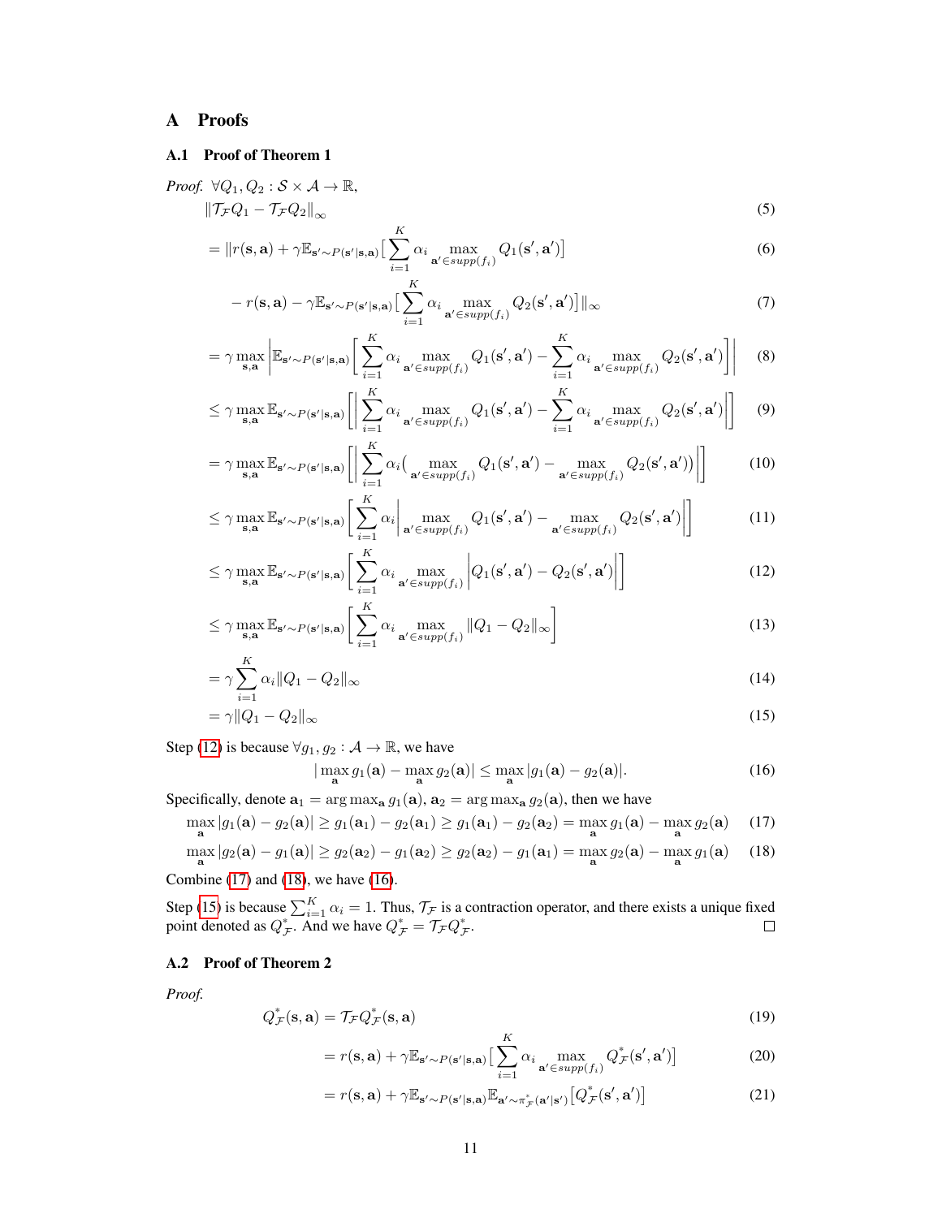# A Proofs

## A.1 Proof of Theorem 1

*Proof.* $\forall Q_1, Q_2 : \mathcal{S} \times \mathcal{A} \to \mathbb{R}$,

$$\|\mathcal{T}_{\mathcal{F}} Q_1 - \mathcal{T}_{\mathcal{F}} Q_2\|_\infty \tag{5}$$

$$= \|r(\mathbf{s}, \mathbf{a}) + \gamma \mathbb{E}_{\mathbf{s}' \sim P(\mathbf{s}'|\mathbf{s},\mathbf{a})} \big[ \sum_{i=1}^{K} \alpha_i \max_{\mathbf{a}' \in supp(f_i)} Q_1(\mathbf{s}', \mathbf{a}') \big] \tag{6}$$

$$- r(\mathbf{s}, \mathbf{a}) - \gamma \mathbb{E}_{\mathbf{s}' \sim P(\mathbf{s}'|\mathbf{s},\mathbf{a})} \big[ \sum_{i=1}^{K} \alpha_i \max_{\mathbf{a}' \in supp(f_i)} Q_2(\mathbf{s}', \mathbf{a}') \big] \|_\infty \tag{7}$$

$$= \gamma \max_{\mathbf{s},\mathbf{a}} \left| \mathbb{E}_{\mathbf{s}' \sim P(\mathbf{s}'|\mathbf{s},\mathbf{a})} \left[ \sum_{i=1}^{K} \alpha_i \max_{\mathbf{a}' \in supp(f_i)} Q_1(\mathbf{s}', \mathbf{a}') - \sum_{i=1}^{K} \alpha_i \max_{\mathbf{a}' \in supp(f_i)} Q_2(\mathbf{s}', \mathbf{a}') \right] \right| \tag{8}$$

$$\le \gamma \max_{\mathbf{s},\mathbf{a}} \mathbb{E}_{\mathbf{s}' \sim P(\mathbf{s}'|\mathbf{s},\mathbf{a})} \left[ \left| \sum_{i=1}^{K} \alpha_i \max_{\mathbf{a}' \in supp(f_i)} Q_1(\mathbf{s}', \mathbf{a}') - \sum_{i=1}^{K} \alpha_i \max_{\mathbf{a}' \in supp(f_i)} Q_2(\mathbf{s}', \mathbf{a}') \right| \right] \tag{9}$$

$$= \gamma \max_{\mathbf{s},\mathbf{a}} \mathbb{E}_{\mathbf{s}' \sim P(\mathbf{s}'|\mathbf{s},\mathbf{a})} \left[ \left| \sum_{i=1}^{K} \alpha_i \big( \max_{\mathbf{a}' \in supp(f_i)} Q_1(\mathbf{s}', \mathbf{a}') - \max_{\mathbf{a}' \in supp(f_i)} Q_2(\mathbf{s}', \mathbf{a}') \big) \right| \right] \tag{10}$$

$$\le \gamma \max_{\mathbf{s},\mathbf{a}} \mathbb{E}_{\mathbf{s}' \sim P(\mathbf{s}'|\mathbf{s},\mathbf{a})} \left[ \sum_{i=1}^{K} \alpha_i \left| \max_{\mathbf{a}' \in supp(f_i)} Q_1(\mathbf{s}', \mathbf{a}') - \max_{\mathbf{a}' \in supp(f_i)} Q_2(\mathbf{s}', \mathbf{a}') \right| \right] \tag{11}$$

$$\le \gamma \max_{\mathbf{s},\mathbf{a}} \mathbb{E}_{\mathbf{s}' \sim P(\mathbf{s}'|\mathbf{s},\mathbf{a})} \left[ \sum_{i=1}^{K} \alpha_i \max_{\mathbf{a}' \in supp(f_i)} \left| Q_1(\mathbf{s}', \mathbf{a}') - Q_2(\mathbf{s}', \mathbf{a}') \right| \right] \tag{12}$$

$$\le \gamma \max_{\mathbf{s},\mathbf{a}} \mathbb{E}_{\mathbf{s}' \sim P(\mathbf{s}'|\mathbf{s},\mathbf{a})} \left[ \sum_{i=1}^{K} \alpha_i \max_{\mathbf{a}' \in supp(f_i)} \|Q_1 - Q_2\|_\infty \right] \tag{13}$$

$$= \gamma \sum_{i=1}^{K} \alpha_i \|Q_1 - Q_2\|_\infty \tag{14}$$

$$= \gamma \|Q_1 - Q_2\|_\infty \tag{15}$$

Step (12) is because $\forall g_1, g_2 : \mathcal{A} \to \mathbb{R}$, we have

$$|\max_{\mathbf{a}} g_1(\mathbf{a}) - \max_{\mathbf{a}} g_2(\mathbf{a})| \le \max_{\mathbf{a}} |g_1(\mathbf{a}) - g_2(\mathbf{a})|. \tag{16}$$

Specifically, denote $\mathbf{a}_1 = \arg\max_{\mathbf{a}} g_1(\mathbf{a})$, $\mathbf{a}_2 = \arg\max_{\mathbf{a}} g_2(\mathbf{a})$, then we have

$$\max_{\mathbf{a}} |g_1(\mathbf{a}) - g_2(\mathbf{a})| \ge g_1(\mathbf{a}_1) - g_2(\mathbf{a}_1) \ge g_1(\mathbf{a}_1) - g_2(\mathbf{a}_2) = \max_{\mathbf{a}} g_1(\mathbf{a}) - \max_{\mathbf{a}} g_2(\mathbf{a}) \tag{17}$$

$$\max_{\mathbf{a}} |g_2(\mathbf{a}) - g_1(\mathbf{a})| \ge g_2(\mathbf{a}_2) - g_1(\mathbf{a}_2) \ge g_2(\mathbf{a}_2) - g_1(\mathbf{a}_1) = \max_{\mathbf{a}} g_2(\mathbf{a}) - \max_{\mathbf{a}} g_1(\mathbf{a}) \tag{18}$$

Combine (17) and (18), we have (16).

Step (15) is because $\sum_{i=1}^{K} \alpha_i = 1$. Thus, $\mathcal{T}_{\mathcal{F}}$ is a contraction operator, and there exists a unique fixed point denoted as $Q^*_{\mathcal{F}}$. And we have $Q^*_{\mathcal{F}} = \mathcal{T}_{\mathcal{F}} Q^*_{\mathcal{F}}$. □

## A.2 Proof of Theorem 2

*Proof.*

$$Q^*_{\mathcal{F}}(\mathbf{s}, \mathbf{a}) = \mathcal{T}_{\mathcal{F}} Q^*_{\mathcal{F}}(\mathbf{s}, \mathbf{a}) \tag{19}$$

$$= r(\mathbf{s}, \mathbf{a}) + \gamma \mathbb{E}_{\mathbf{s}' \sim P(\mathbf{s}'|\mathbf{s},\mathbf{a})} \big[ \sum_{i=1}^{K} \alpha_i \max_{\mathbf{a}' \in supp(f_i)} Q^*_{\mathcal{F}}(\mathbf{s}', \mathbf{a}') \big] \tag{20}$$

$$= r(\mathbf{s}, \mathbf{a}) + \gamma \mathbb{E}_{\mathbf{s}' \sim P(\mathbf{s}'|\mathbf{s},\mathbf{a})} \mathbb{E}_{\mathbf{a}' \sim \pi^*_{\mathcal{F}}(\mathbf{a}'|\mathbf{s}')} \big[ Q^*_{\mathcal{F}}(\mathbf{s}', \mathbf{a}') \big] \tag{21}$$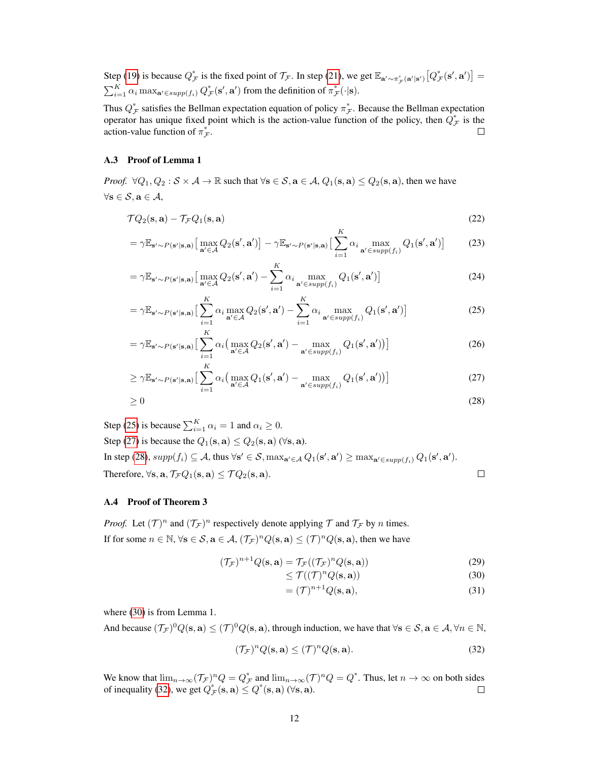Step (19) is because $Q^*_{\mathcal{F}}$ is the fixed point of $\mathcal{T}_{\mathcal{F}}$. In step (21), we get $\mathbb{E}_{\mathbf{a}'\sim\pi^*_{\mathcal{F}}(\mathbf{a}'|\mathbf{s}')}\big[Q^*_{\mathcal{F}}(\mathbf{s}',\mathbf{a}')\big] = \sum_{i=1}^{K}\alpha_i \max_{\mathbf{a}'\in supp(f_i)} Q^*_{\mathcal{F}}(\mathbf{s}',\mathbf{a}')$ from the definition of $\pi^*_{\mathcal{F}}(\cdot|\mathbf{s})$.

Thus $Q^*_{\mathcal{F}}$ satisfies the Bellman expectation equation of policy $\pi^*_{\mathcal{F}}$. Because the Bellman expectation operator has unique fixed point which is the action-value function of the policy, then $Q^*_{\mathcal{F}}$ is the action-value function of $\pi^*_{\mathcal{F}}$. □

### A.3 Proof of Lemma 1

*Proof.* $\forall Q_1, Q_2 : \mathcal{S}\times\mathcal{A}\to\mathbb{R}$ such that $\forall \mathbf{s}\in\mathcal{S}, \mathbf{a}\in\mathcal{A}$, $Q_1(\mathbf{s},\mathbf{a})\le Q_2(\mathbf{s},\mathbf{a})$, then we have $\forall \mathbf{s}\in\mathcal{S}, \mathbf{a}\in\mathcal{A}$,

$$\mathcal{T}Q_2(\mathbf{s},\mathbf{a}) - \mathcal{T}_{\mathcal{F}}Q_1(\mathbf{s},\mathbf{a}) \tag{22}$$

$$= \gamma\mathbb{E}_{\mathbf{s}'\sim P(\mathbf{s}'|\mathbf{s},\mathbf{a})}\big[\max_{\mathbf{a}'\in\mathcal{A}} Q_2(\mathbf{s}',\mathbf{a}')\big] - \gamma\mathbb{E}_{\mathbf{s}'\sim P(\mathbf{s}'|\mathbf{s},\mathbf{a})}\big[\sum_{i=1}^{K}\alpha_i \max_{\mathbf{a}'\in supp(f_i)} Q_1(\mathbf{s}',\mathbf{a}')\big] \tag{23}$$

$$= \gamma\mathbb{E}_{\mathbf{s}'\sim P(\mathbf{s}'|\mathbf{s},\mathbf{a})}\big[\max_{\mathbf{a}'\in\mathcal{A}} Q_2(\mathbf{s}',\mathbf{a}') - \sum_{i=1}^{K}\alpha_i \max_{\mathbf{a}'\in supp(f_i)} Q_1(\mathbf{s}',\mathbf{a}')\big] \tag{24}$$

$$= \gamma\mathbb{E}_{\mathbf{s}'\sim P(\mathbf{s}'|\mathbf{s},\mathbf{a})}\big[\sum_{i=1}^{K}\alpha_i\max_{\mathbf{a}'\in\mathcal{A}} Q_2(\mathbf{s}',\mathbf{a}') - \sum_{i=1}^{K}\alpha_i \max_{\mathbf{a}'\in supp(f_i)} Q_1(\mathbf{s}',\mathbf{a}')\big] \tag{25}$$

$$= \gamma\mathbb{E}_{\mathbf{s}'\sim P(\mathbf{s}'|\mathbf{s},\mathbf{a})}\big[\sum_{i=1}^{K}\alpha_i\big(\max_{\mathbf{a}'\in\mathcal{A}} Q_2(\mathbf{s}',\mathbf{a}') - \max_{\mathbf{a}'\in supp(f_i)} Q_1(\mathbf{s}',\mathbf{a}')\big)\big] \tag{26}$$

$$\ge \gamma\mathbb{E}_{\mathbf{s}'\sim P(\mathbf{s}'|\mathbf{s},\mathbf{a})}\big[\sum_{i=1}^{K}\alpha_i\big(\max_{\mathbf{a}'\in\mathcal{A}} Q_1(\mathbf{s}',\mathbf{a}') - \max_{\mathbf{a}'\in supp(f_i)} Q_1(\mathbf{s}',\mathbf{a}')\big)\big] \tag{27}$$

$$\ge 0 \tag{28}$$

Step (25) is because $\sum_{i=1}^{K}\alpha_i = 1$ and $\alpha_i \ge 0$.

Step (27) is because the $Q_1(\mathbf{s},\mathbf{a})\le Q_2(\mathbf{s},\mathbf{a})$ $(\forall \mathbf{s},\mathbf{a})$.

In step (28), $supp(f_i)\subseteq\mathcal{A}$, thus $\forall \mathbf{s}'\in\mathcal{S}$, $\max_{\mathbf{a}'\in\mathcal{A}} Q_1(\mathbf{s}',\mathbf{a}')\ge\max_{\mathbf{a}'\in supp(f_i)} Q_1(\mathbf{s}',\mathbf{a}')$.

Therefore, $\forall \mathbf{s},\mathbf{a}$, $\mathcal{T}_{\mathcal{F}}Q_1(\mathbf{s},\mathbf{a})\le\mathcal{T}Q_2(\mathbf{s},\mathbf{a})$. □

### A.4 Proof of Theorem 3

*Proof.* Let $(\mathcal{T})^n$ and $(\mathcal{T}_{\mathcal{F}})^n$ respectively denote applying $\mathcal{T}$ and $\mathcal{T}_{\mathcal{F}}$ by $n$ times.

If for some $n\in\mathbb{N}$, $\forall \mathbf{s}\in\mathcal{S}, \mathbf{a}\in\mathcal{A}$, $(\mathcal{T}_{\mathcal{F}})^nQ(\mathbf{s},\mathbf{a})\le(\mathcal{T})^nQ(\mathbf{s},\mathbf{a})$, then we have

$$(\mathcal{T}_{\mathcal{F}})^{n+1}Q(\mathbf{s},\mathbf{a}) = \mathcal{T}_{\mathcal{F}}((\mathcal{T}_{\mathcal{F}})^nQ(\mathbf{s},\mathbf{a})) \tag{29}$$

$$\le \mathcal{T}((\mathcal{T})^nQ(\mathbf{s},\mathbf{a})) \tag{30}$$

$$= (\mathcal{T})^{n+1}Q(\mathbf{s},\mathbf{a}), \tag{31}$$

where (30) is from Lemma 1.

And because $(\mathcal{T}_{\mathcal{F}})^0Q(\mathbf{s},\mathbf{a})\le(\mathcal{T})^0Q(\mathbf{s},\mathbf{a})$, through induction, we have that $\forall \mathbf{s}\in\mathcal{S}, \mathbf{a}\in\mathcal{A}, \forall n\in\mathbb{N}$,

$$(\mathcal{T}_{\mathcal{F}})^nQ(\mathbf{s},\mathbf{a})\le(\mathcal{T})^nQ(\mathbf{s},\mathbf{a}). \tag{32}$$

We know that $\lim_{n\to\infty}(\mathcal{T}_{\mathcal{F}})^nQ = Q^*_{\mathcal{F}}$ and $\lim_{n\to\infty}(\mathcal{T})^nQ = Q^*$. Thus, let $n\to\infty$ on both sides of inequality (32), we get $Q^*_{\mathcal{F}}(\mathbf{s},\mathbf{a})\le Q^*(\mathbf{s},\mathbf{a})$ $(\forall \mathbf{s},\mathbf{a})$. □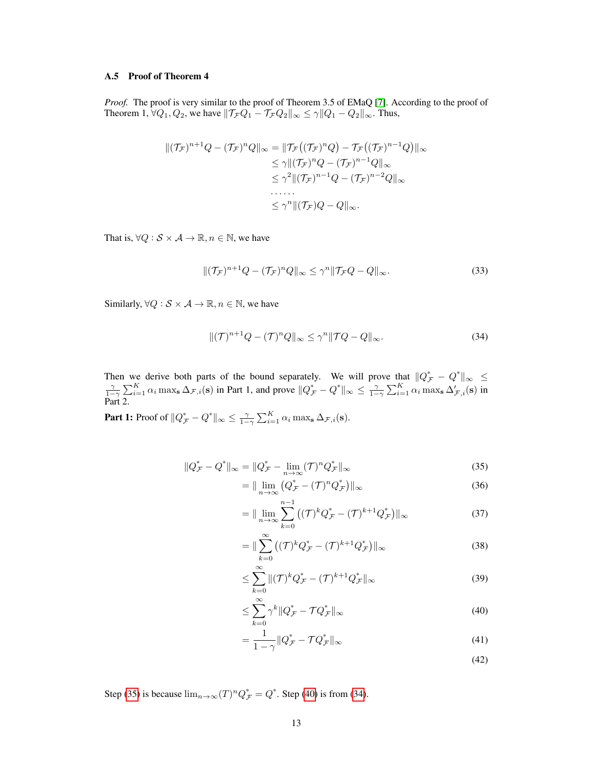### A.5 Proof of Theorem 4

*Proof.* The proof is very similar to the proof of Theorem 3.5 of EMaQ [7]. According to the proof of Theorem 1, $\forall Q_1, Q_2$, we have $\|\mathcal{T}_{\mathcal{F}} Q_1 - \mathcal{T}_{\mathcal{F}} Q_2\|_\infty \leq \gamma \|Q_1 - Q_2\|_\infty$. Thus,

$$
\begin{aligned}
\|(\mathcal{T}_{\mathcal{F}})^{n+1} Q - (\mathcal{T}_{\mathcal{F}})^n Q\|_\infty &= \|\mathcal{T}_{\mathcal{F}}\big((\mathcal{T}_{\mathcal{F}})^n Q\big) - \mathcal{T}_{\mathcal{F}}\big((\mathcal{T}_{\mathcal{F}})^{n-1} Q\big)\|_\infty \\
&\leq \gamma \|(\mathcal{T}_{\mathcal{F}})^n Q - (\mathcal{T}_{\mathcal{F}})^{n-1} Q\|_\infty \\
&\leq \gamma^2 \|(\mathcal{T}_{\mathcal{F}})^{n-1} Q - (\mathcal{T}_{\mathcal{F}})^{n-2} Q\|_\infty \\
&\ldots\ldots \\
&\leq \gamma^n \|(\mathcal{T}_{\mathcal{F}}) Q - Q\|_\infty.
\end{aligned}
$$

That is, $\forall Q : \mathcal{S} \times \mathcal{A} \to \mathbb{R}, n \in \mathbb{N}$, we have

$$
\|(\mathcal{T}_{\mathcal{F}})^{n+1} Q - (\mathcal{T}_{\mathcal{F}})^n Q\|_\infty \leq \gamma^n \|\mathcal{T}_{\mathcal{F}} Q - Q\|_\infty. \tag{33}
$$

Similarly, $\forall Q : \mathcal{S} \times \mathcal{A} \to \mathbb{R}, n \in \mathbb{N}$, we have

$$
\|(\mathcal{T})^{n+1} Q - (\mathcal{T})^n Q\|_\infty \leq \gamma^n \|\mathcal{T} Q - Q\|_\infty. \tag{34}
$$

Then we derive both parts of the bound separately. We will prove that $\|Q^*_{\mathcal{F}} - Q^*\|_\infty \leq \frac{\gamma}{1-\gamma} \sum_{i=1}^K \alpha_i \max_{\mathbf{s}} \Delta_{\mathcal{F},i}(\mathbf{s})$ in Part 1, and prove $\|Q^*_{\mathcal{F}} - Q^*\|_\infty \leq \frac{\gamma}{1-\gamma} \sum_{i=1}^K \alpha_i \max_{\mathbf{s}} \Delta'_{\mathcal{F},i}(\mathbf{s})$ in Part 2.

**Part 1:** Proof of $\|Q^*_{\mathcal{F}} - Q^*\|_\infty \leq \frac{\gamma}{1-\gamma} \sum_{i=1}^K \alpha_i \max_{\mathbf{s}} \Delta_{\mathcal{F},i}(\mathbf{s})$.

$$
\begin{aligned}
\|Q^*_{\mathcal{F}} - Q^*\|_\infty &= \|Q^*_{\mathcal{F}} - \lim_{n\to\infty} (\mathcal{T})^n Q^*_{\mathcal{F}}\|_\infty && (35) \\
&= \|\lim_{n\to\infty} \big(Q^*_{\mathcal{F}} - (\mathcal{T})^n Q^*_{\mathcal{F}}\big)\|_\infty && (36) \\
&= \|\lim_{n\to\infty} \sum_{k=0}^{n-1} \big((\mathcal{T})^k Q^*_{\mathcal{F}} - (\mathcal{T})^{k+1} Q^*_{\mathcal{F}}\big)\|_\infty && (37) \\
&= \|\sum_{k=0}^{\infty} \big((\mathcal{T})^k Q^*_{\mathcal{F}} - (\mathcal{T})^{k+1} Q^*_{\mathcal{F}}\big)\|_\infty && (38) \\
&\leq \sum_{k=0}^{\infty} \|(\mathcal{T})^k Q^*_{\mathcal{F}} - (\mathcal{T})^{k+1} Q^*_{\mathcal{F}}\|_\infty && (39) \\
&\leq \sum_{k=0}^{\infty} \gamma^k \|Q^*_{\mathcal{F}} - \mathcal{T} Q^*_{\mathcal{F}}\|_\infty && (40) \\
&= \frac{1}{1-\gamma} \|Q^*_{\mathcal{F}} - \mathcal{T} Q^*_{\mathcal{F}}\|_\infty && (41) \\
& && (42)
\end{aligned}
$$

Step (35) is because $\lim_{n\to\infty} (T)^n Q^*_{\mathcal{F}} = Q^*$. Step (40) is from (34).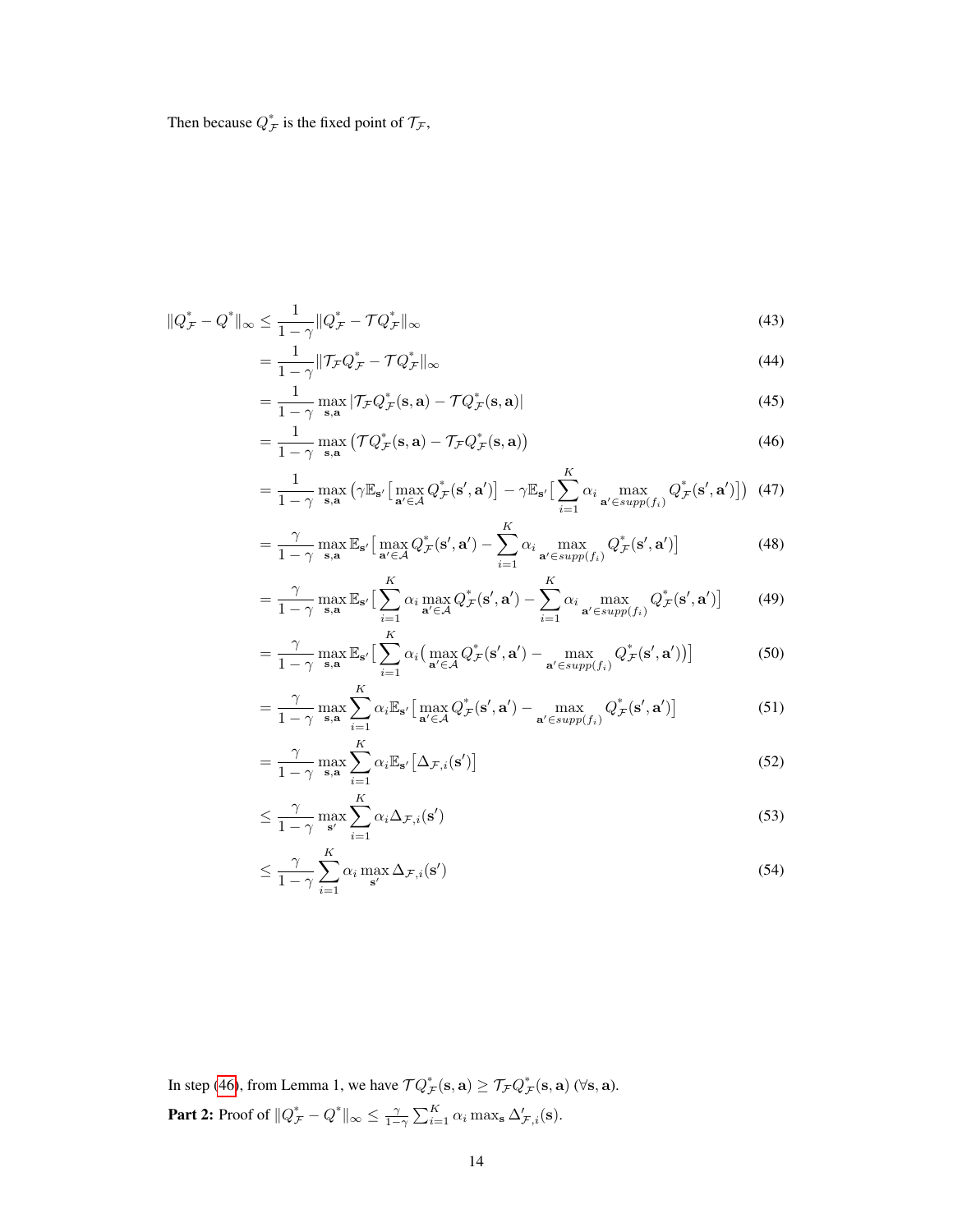Then because $Q^*_{\mathcal{F}}$ is the fixed point of $\mathcal{T}_{\mathcal{F}}$,

$$
\begin{aligned}
\|Q^*_{\mathcal{F}} - Q^*\|_\infty &\leq \frac{1}{1-\gamma}\|Q^*_{\mathcal{F}} - \mathcal{T}Q^*_{\mathcal{F}}\|_\infty && (43)\\
&= \frac{1}{1-\gamma}\|\mathcal{T}_{\mathcal{F}}Q^*_{\mathcal{F}} - \mathcal{T}Q^*_{\mathcal{F}}\|_\infty && (44)\\
&= \frac{1}{1-\gamma}\max_{\mathbf{s},\mathbf{a}}|\mathcal{T}_{\mathcal{F}}Q^*_{\mathcal{F}}(\mathbf{s},\mathbf{a}) - \mathcal{T}Q^*_{\mathcal{F}}(\mathbf{s},\mathbf{a})| && (45)\\
&= \frac{1}{1-\gamma}\max_{\mathbf{s},\mathbf{a}}\big(\mathcal{T}Q^*_{\mathcal{F}}(\mathbf{s},\mathbf{a}) - \mathcal{T}_{\mathcal{F}}Q^*_{\mathcal{F}}(\mathbf{s},\mathbf{a})\big) && (46)\\
&= \frac{1}{1-\gamma}\max_{\mathbf{s},\mathbf{a}}\big(\gamma\mathbb{E}_{\mathbf{s}'}\big[\max_{\mathbf{a}'\in\mathcal{A}}Q^*_{\mathcal{F}}(\mathbf{s}',\mathbf{a}')\big] - \gamma\mathbb{E}_{\mathbf{s}'}\big[\sum_{i=1}^K\alpha_i\max_{\mathbf{a}'\in supp(f_i)}Q^*_{\mathcal{F}}(\mathbf{s}',\mathbf{a}')\big]\big) && (47)\\
&= \frac{\gamma}{1-\gamma}\max_{\mathbf{s},\mathbf{a}}\mathbb{E}_{\mathbf{s}'}\big[\max_{\mathbf{a}'\in\mathcal{A}}Q^*_{\mathcal{F}}(\mathbf{s}',\mathbf{a}') - \sum_{i=1}^K\alpha_i\max_{\mathbf{a}'\in supp(f_i)}Q^*_{\mathcal{F}}(\mathbf{s}',\mathbf{a}')\big] && (48)\\
&= \frac{\gamma}{1-\gamma}\max_{\mathbf{s},\mathbf{a}}\mathbb{E}_{\mathbf{s}'}\big[\sum_{i=1}^K\alpha_i\max_{\mathbf{a}'\in\mathcal{A}}Q^*_{\mathcal{F}}(\mathbf{s}',\mathbf{a}') - \sum_{i=1}^K\alpha_i\max_{\mathbf{a}'\in supp(f_i)}Q^*_{\mathcal{F}}(\mathbf{s}',\mathbf{a}')\big] && (49)\\
&= \frac{\gamma}{1-\gamma}\max_{\mathbf{s},\mathbf{a}}\mathbb{E}_{\mathbf{s}'}\big[\sum_{i=1}^K\alpha_i\big(\max_{\mathbf{a}'\in\mathcal{A}}Q^*_{\mathcal{F}}(\mathbf{s}',\mathbf{a}') - \max_{\mathbf{a}'\in supp(f_i)}Q^*_{\mathcal{F}}(\mathbf{s}',\mathbf{a}')\big)\big] && (50)\\
&= \frac{\gamma}{1-\gamma}\max_{\mathbf{s},\mathbf{a}}\sum_{i=1}^K\alpha_i\mathbb{E}_{\mathbf{s}'}\big[\max_{\mathbf{a}'\in\mathcal{A}}Q^*_{\mathcal{F}}(\mathbf{s}',\mathbf{a}') - \max_{\mathbf{a}'\in supp(f_i)}Q^*_{\mathcal{F}}(\mathbf{s}',\mathbf{a}')\big] && (51)\\
&= \frac{\gamma}{1-\gamma}\max_{\mathbf{s},\mathbf{a}}\sum_{i=1}^K\alpha_i\mathbb{E}_{\mathbf{s}'}\big[\Delta_{\mathcal{F},i}(\mathbf{s}')\big] && (52)\\
&\leq \frac{\gamma}{1-\gamma}\max_{\mathbf{s}'}\sum_{i=1}^K\alpha_i\Delta_{\mathcal{F},i}(\mathbf{s}') && (53)\\
&\leq \frac{\gamma}{1-\gamma}\sum_{i=1}^K\alpha_i\max_{\mathbf{s}'}\Delta_{\mathcal{F},i}(\mathbf{s}') && (54)
\end{aligned}
$$

In step (46), from Lemma 1, we have $\mathcal{T}Q^*_{\mathcal{F}}(\mathbf{s},\mathbf{a}) \geq \mathcal{T}_{\mathcal{F}}Q^*_{\mathcal{F}}(\mathbf{s},\mathbf{a})$ ($\forall\mathbf{s},\mathbf{a}$).

**Part 2:** Proof of $\|Q^*_{\mathcal{F}} - Q^*\|_\infty \leq \frac{\gamma}{1-\gamma}\sum_{i=1}^K\alpha_i\max_{\mathbf{s}}\Delta'_{\mathcal{F},i}(\mathbf{s})$.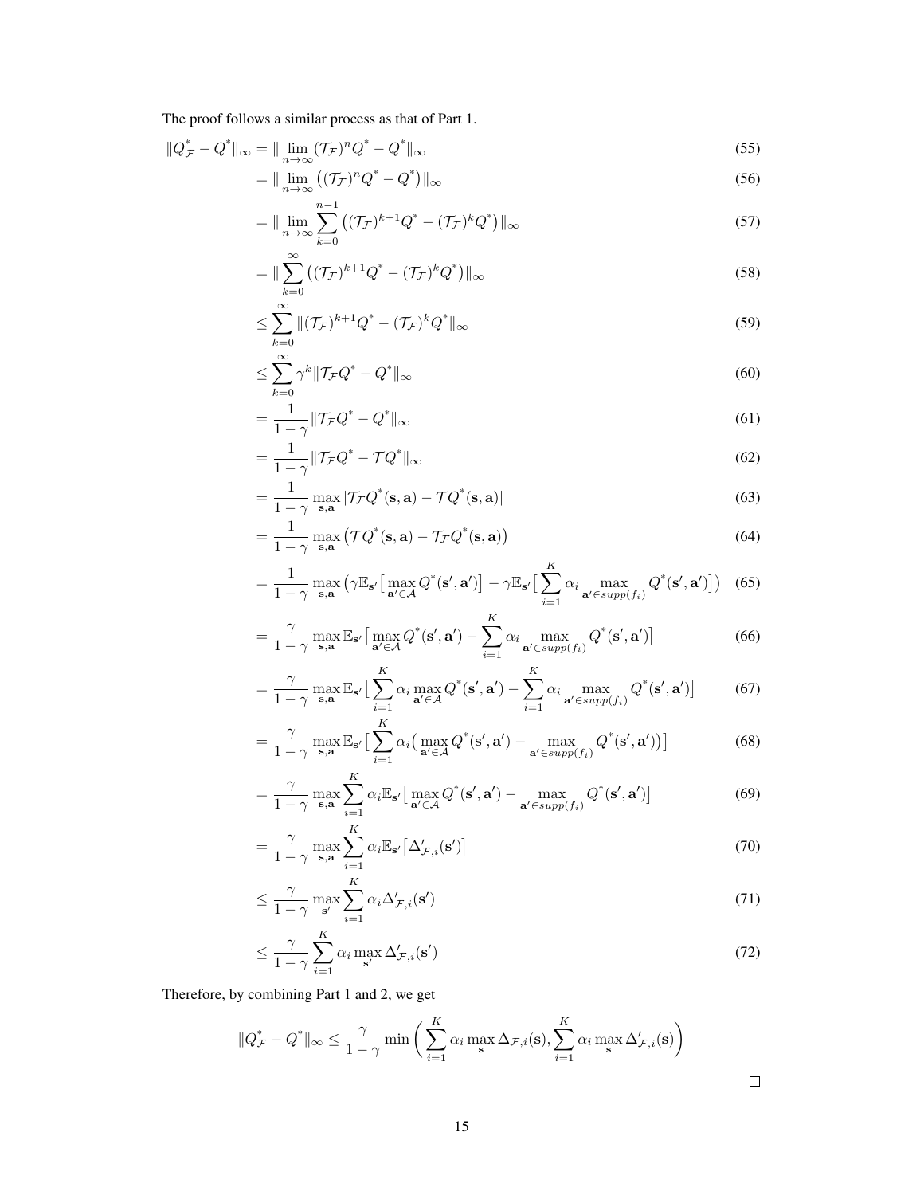The proof follows a similar process as that of Part 1.

$$
\begin{aligned}
\|Q^*_{\mathcal{F}} - Q^*\|_\infty &= \|\lim_{n\to\infty} (\mathcal{T}_{\mathcal{F}})^n Q^* - Q^*\|_\infty && (55)\\
&= \|\lim_{n\to\infty} \big((\mathcal{T}_{\mathcal{F}})^n Q^* - Q^*\big)\|_\infty && (56)\\
&= \|\lim_{n\to\infty} \sum_{k=0}^{n-1} \big((\mathcal{T}_{\mathcal{F}})^{k+1} Q^* - (\mathcal{T}_{\mathcal{F}})^k Q^*\big)\|_\infty && (57)\\
&= \|\sum_{k=0}^{\infty} \big((\mathcal{T}_{\mathcal{F}})^{k+1} Q^* - (\mathcal{T}_{\mathcal{F}})^k Q^*\big)\|_\infty && (58)\\
&\leq \sum_{k=0}^{\infty} \|(\mathcal{T}_{\mathcal{F}})^{k+1} Q^* - (\mathcal{T}_{\mathcal{F}})^k Q^*\|_\infty && (59)\\
&\leq \sum_{k=0}^{\infty} \gamma^k \|\mathcal{T}_{\mathcal{F}} Q^* - Q^*\|_\infty && (60)\\
&= \frac{1}{1-\gamma} \|\mathcal{T}_{\mathcal{F}} Q^* - Q^*\|_\infty && (61)\\
&= \frac{1}{1-\gamma} \|\mathcal{T}_{\mathcal{F}} Q^* - \mathcal{T} Q^*\|_\infty && (62)\\
&= \frac{1}{1-\gamma} \max_{\mathbf{s},\mathbf{a}} |\mathcal{T}_{\mathcal{F}} Q^*(\mathbf{s},\mathbf{a}) - \mathcal{T} Q^*(\mathbf{s},\mathbf{a})| && (63)\\
&= \frac{1}{1-\gamma} \max_{\mathbf{s},\mathbf{a}} \big(\mathcal{T} Q^*(\mathbf{s},\mathbf{a}) - \mathcal{T}_{\mathcal{F}} Q^*(\mathbf{s},\mathbf{a})\big) && (64)\\
&= \frac{1}{1-\gamma} \max_{\mathbf{s},\mathbf{a}} \Big(\gamma \mathbb{E}_{\mathbf{s}'}\big[\max_{\mathbf{a}'\in\mathcal{A}} Q^*(\mathbf{s}',\mathbf{a}')\big] - \gamma \mathbb{E}_{\mathbf{s}'}\big[\sum_{i=1}^{K} \alpha_i \max_{\mathbf{a}'\in supp(f_i)} Q^*(\mathbf{s}',\mathbf{a}')\big]\Big) && (65)\\
&= \frac{\gamma}{1-\gamma} \max_{\mathbf{s},\mathbf{a}} \mathbb{E}_{\mathbf{s}'}\big[\max_{\mathbf{a}'\in\mathcal{A}} Q^*(\mathbf{s}',\mathbf{a}') - \sum_{i=1}^{K} \alpha_i \max_{\mathbf{a}'\in supp(f_i)} Q^*(\mathbf{s}',\mathbf{a}')\big] && (66)\\
&= \frac{\gamma}{1-\gamma} \max_{\mathbf{s},\mathbf{a}} \mathbb{E}_{\mathbf{s}'}\big[\sum_{i=1}^{K} \alpha_i \max_{\mathbf{a}'\in\mathcal{A}} Q^*(\mathbf{s}',\mathbf{a}') - \sum_{i=1}^{K} \alpha_i \max_{\mathbf{a}'\in supp(f_i)} Q^*(\mathbf{s}',\mathbf{a}')\big] && (67)\\
&= \frac{\gamma}{1-\gamma} \max_{\mathbf{s},\mathbf{a}} \mathbb{E}_{\mathbf{s}'}\big[\sum_{i=1}^{K} \alpha_i \big(\max_{\mathbf{a}'\in\mathcal{A}} Q^*(\mathbf{s}',\mathbf{a}') - \max_{\mathbf{a}'\in supp(f_i)} Q^*(\mathbf{s}',\mathbf{a}')\big)\big] && (68)\\
&= \frac{\gamma}{1-\gamma} \max_{\mathbf{s},\mathbf{a}} \sum_{i=1}^{K} \alpha_i \mathbb{E}_{\mathbf{s}'}\big[\max_{\mathbf{a}'\in\mathcal{A}} Q^*(\mathbf{s}',\mathbf{a}') - \max_{\mathbf{a}'\in supp(f_i)} Q^*(\mathbf{s}',\mathbf{a}')\big] && (69)\\
&= \frac{\gamma}{1-\gamma} \max_{\mathbf{s},\mathbf{a}} \sum_{i=1}^{K} \alpha_i \mathbb{E}_{\mathbf{s}'}\big[\Delta'_{\mathcal{F},i}(\mathbf{s}')\big] && (70)\\
&\leq \frac{\gamma}{1-\gamma} \max_{\mathbf{s}'} \sum_{i=1}^{K} \alpha_i \Delta'_{\mathcal{F},i}(\mathbf{s}') && (71)\\
&\leq \frac{\gamma}{1-\gamma} \sum_{i=1}^{K} \alpha_i \max_{\mathbf{s}'} \Delta'_{\mathcal{F},i}(\mathbf{s}') && (72)
\end{aligned}
$$

Therefore, by combining Part 1 and 2, we get

$$
\|Q^*_{\mathcal{F}} - Q^*\|_\infty \leq \frac{\gamma}{1-\gamma} \min\Bigg(\sum_{i=1}^{K} \alpha_i \max_{\mathbf{s}} \Delta_{\mathcal{F},i}(\mathbf{s}), \sum_{i=1}^{K} \alpha_i \max_{\mathbf{s}} \Delta'_{\mathcal{F},i}(\mathbf{s})\Bigg)
$$

□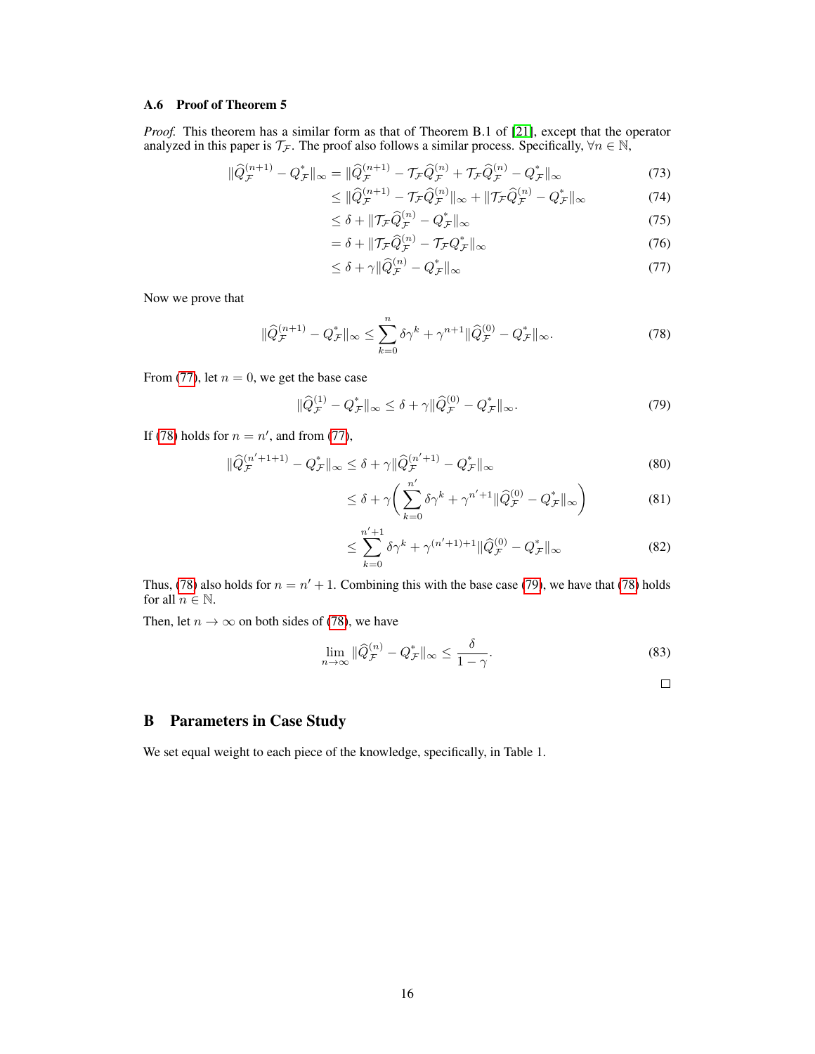### A.6 Proof of Theorem 5

*Proof.* This theorem has a similar form as that of Theorem B.1 of [21], except that the operator analyzed in this paper is $\mathcal{T}_\mathcal{F}$. The proof also follows a similar process. Specifically, $\forall n \in \mathbb{N}$,

$$
\begin{aligned}
\|\widehat{Q}_\mathcal{F}^{(n+1)} - Q_\mathcal{F}^*\|_\infty &= \|\widehat{Q}_\mathcal{F}^{(n+1)} - \mathcal{T}_\mathcal{F}\widehat{Q}_\mathcal{F}^{(n)} + \mathcal{T}_\mathcal{F}\widehat{Q}_\mathcal{F}^{(n)} - Q_\mathcal{F}^*\|_\infty && (73)\\
&\leq \|\widehat{Q}_\mathcal{F}^{(n+1)} - \mathcal{T}_\mathcal{F}\widehat{Q}_\mathcal{F}^{(n)}\|_\infty + \|\mathcal{T}_\mathcal{F}\widehat{Q}_\mathcal{F}^{(n)} - Q_\mathcal{F}^*\|_\infty && (74)\\
&\leq \delta + \|\mathcal{T}_\mathcal{F}\widehat{Q}_\mathcal{F}^{(n)} - Q_\mathcal{F}^*\|_\infty && (75)\\
&= \delta + \|\mathcal{T}_\mathcal{F}\widehat{Q}_\mathcal{F}^{(n)} - \mathcal{T}_\mathcal{F}Q_\mathcal{F}^*\|_\infty && (76)\\
&\leq \delta + \gamma\|\widehat{Q}_\mathcal{F}^{(n)} - Q_\mathcal{F}^*\|_\infty && (77)
\end{aligned}
$$

Now we prove that

$$
\|\widehat{Q}_\mathcal{F}^{(n+1)} - Q_\mathcal{F}^*\|_\infty \leq \sum_{k=0}^{n} \delta\gamma^k + \gamma^{n+1}\|\widehat{Q}_\mathcal{F}^{(0)} - Q_\mathcal{F}^*\|_\infty. \tag{78}
$$

From (77), let $n = 0$, we get the base case

$$
\|\widehat{Q}_\mathcal{F}^{(1)} - Q_\mathcal{F}^*\|_\infty \leq \delta + \gamma\|\widehat{Q}_\mathcal{F}^{(0)} - Q_\mathcal{F}^*\|_\infty. \tag{79}
$$

If (78) holds for $n = n'$, and from (77),

$$
\begin{aligned}
\|\widehat{Q}_\mathcal{F}^{(n'+1+1)} - Q_\mathcal{F}^*\|_\infty &\leq \delta + \gamma\|\widehat{Q}_\mathcal{F}^{(n'+1)} - Q_\mathcal{F}^*\|_\infty && (80)\\
&\leq \delta + \gamma\left(\sum_{k=0}^{n'} \delta\gamma^k + \gamma^{n'+1}\|\widehat{Q}_\mathcal{F}^{(0)} - Q_\mathcal{F}^*\|_\infty\right) && (81)\\
&\leq \sum_{k=0}^{n'+1} \delta\gamma^k + \gamma^{(n'+1)+1}\|\widehat{Q}_\mathcal{F}^{(0)} - Q_\mathcal{F}^*\|_\infty && (82)
\end{aligned}
$$

Thus, (78) also holds for $n = n' + 1$. Combining this with the base case (79), we have that (78) holds for all $n \in \mathbb{N}$.

Then, let $n \to \infty$ on both sides of (78), we have

$$
\lim_{n\to\infty} \|\widehat{Q}_\mathcal{F}^{(n)} - Q_\mathcal{F}^*\|_\infty \leq \frac{\delta}{1-\gamma}. \tag{83}
$$

□

# B Parameters in Case Study

We set equal weight to each piece of the knowledge, specifically, in Table 1.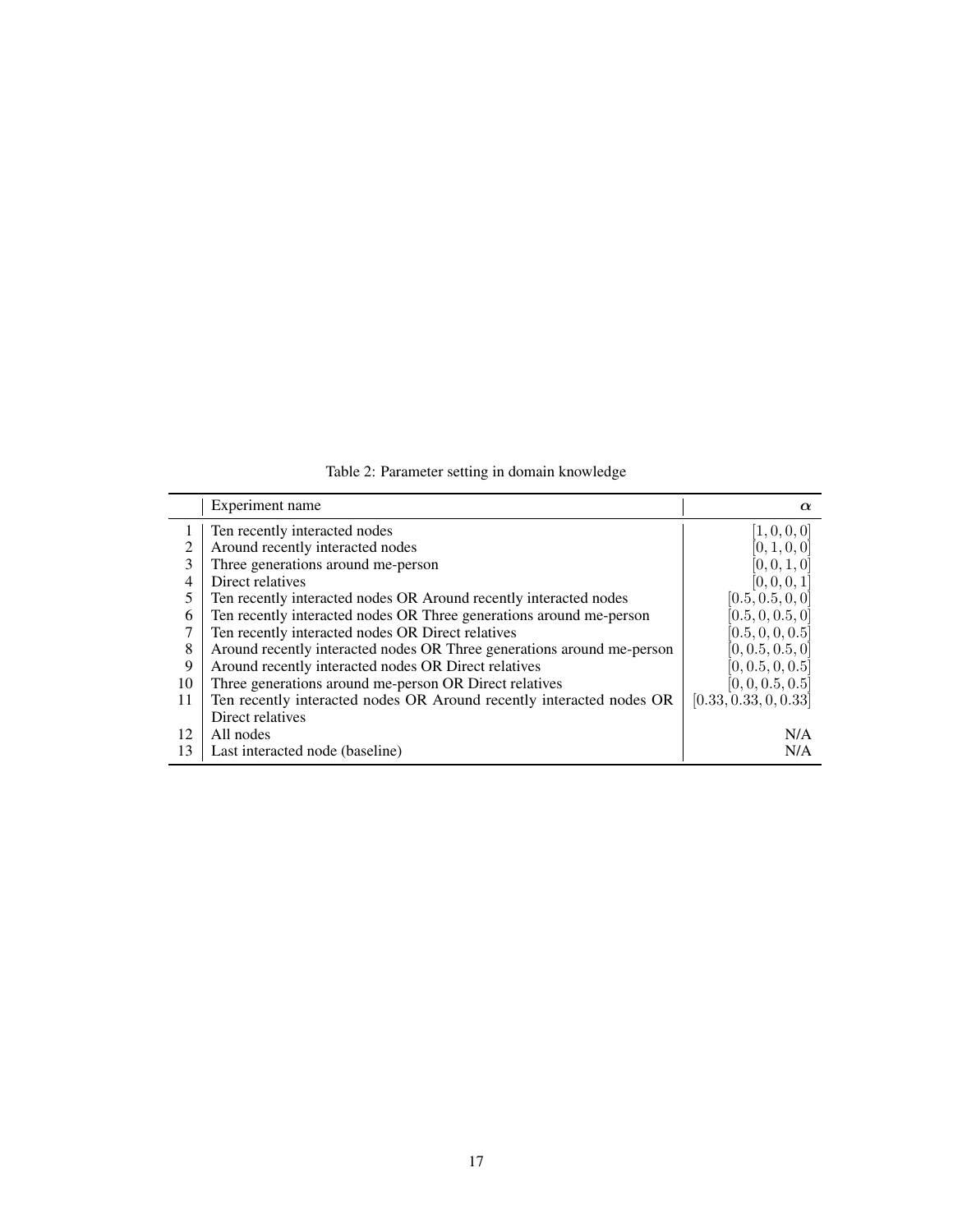Table 2: Parameter setting in domain knowledge

| | Experiment name | $\boldsymbol{\alpha}$ |
|---|---|---|
| 1 | Ten recently interacted nodes | $[1, 0, 0, 0]$ |
| 2 | Around recently interacted nodes | $[0, 1, 0, 0]$ |
| 3 | Three generations around me-person | $[0, 0, 1, 0]$ |
| 4 | Direct relatives | $[0, 0, 0, 1]$ |
| 5 | Ten recently interacted nodes OR Around recently interacted nodes | $[0.5, 0.5, 0, 0]$ |
| 6 | Ten recently interacted nodes OR Three generations around me-person | $[0.5, 0, 0.5, 0]$ |
| 7 | Ten recently interacted nodes OR Direct relatives | $[0.5, 0, 0, 0.5]$ |
| 8 | Around recently interacted nodes OR Three generations around me-person | $[0, 0.5, 0.5, 0]$ |
| 9 | Around recently interacted nodes OR Direct relatives | $[0, 0.5, 0, 0.5]$ |
| 10 | Three generations around me-person OR Direct relatives | $[0, 0, 0.5, 0.5]$ |
| 11 | Ten recently interacted nodes OR Around recently interacted nodes OR Direct relatives | $[0.33, 0.33, 0, 0.33]$ |
| 12 | All nodes | N/A |
| 13 | Last interacted node (baseline) | N/A |